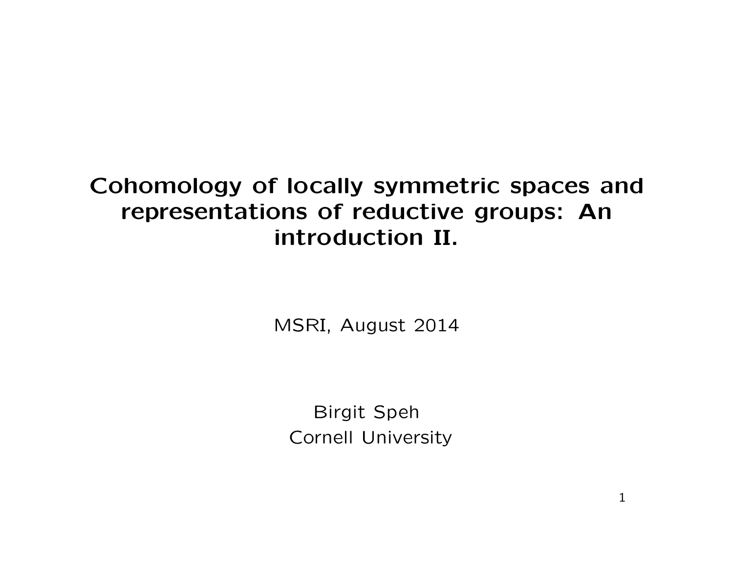# Cohomology of locally symmetric spaces and representations of reductive groups: An introduction II.

MSRI, August 2014

Birgit Speh
Cornell University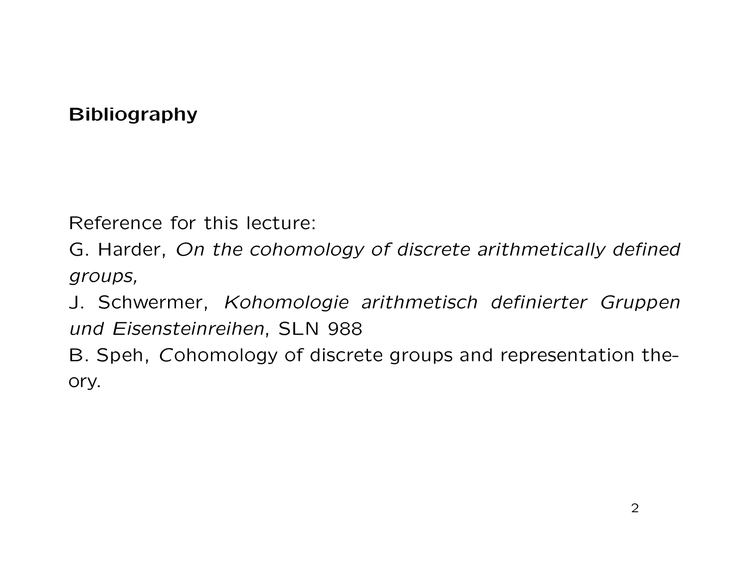**Bibliography**

Reference for this lecture:
G. Harder, *On the cohomology of discrete arithmetically defined groups,*
J. Schwermer, *Kohomologie arithmetisch definierter Gruppen und Eisensteinreihen*, SLN 988
B. Speh, *C*ohomology of discrete groups and representation theory.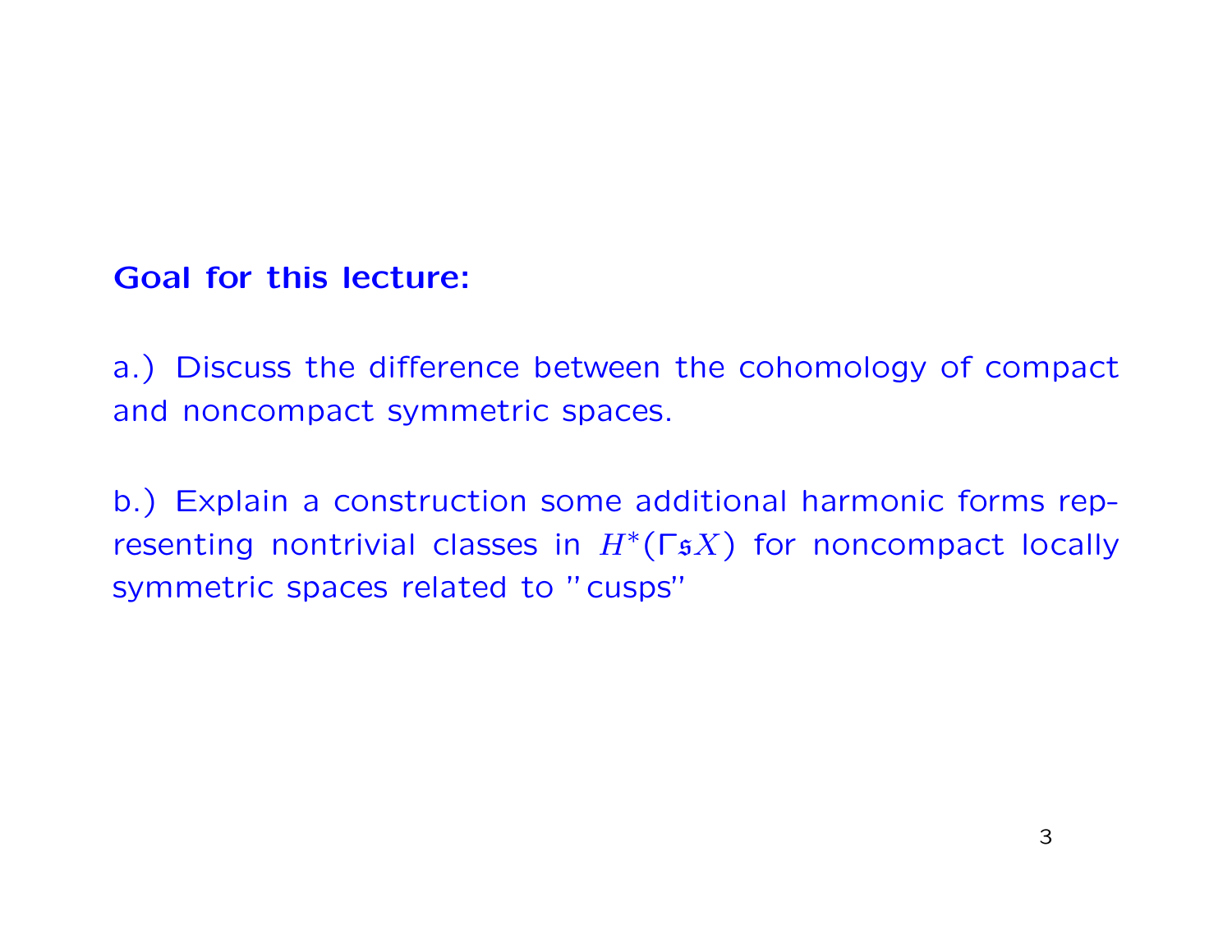**Goal for this lecture:**

a.) Discuss the difference between the cohomology of compact and noncompact symmetric spaces.

b.) Explain a construction some additional harmonic forms representing nontrivial classes in $H^*(\Gamma \backslash X)$ for noncompact locally symmetric spaces related to "cusps"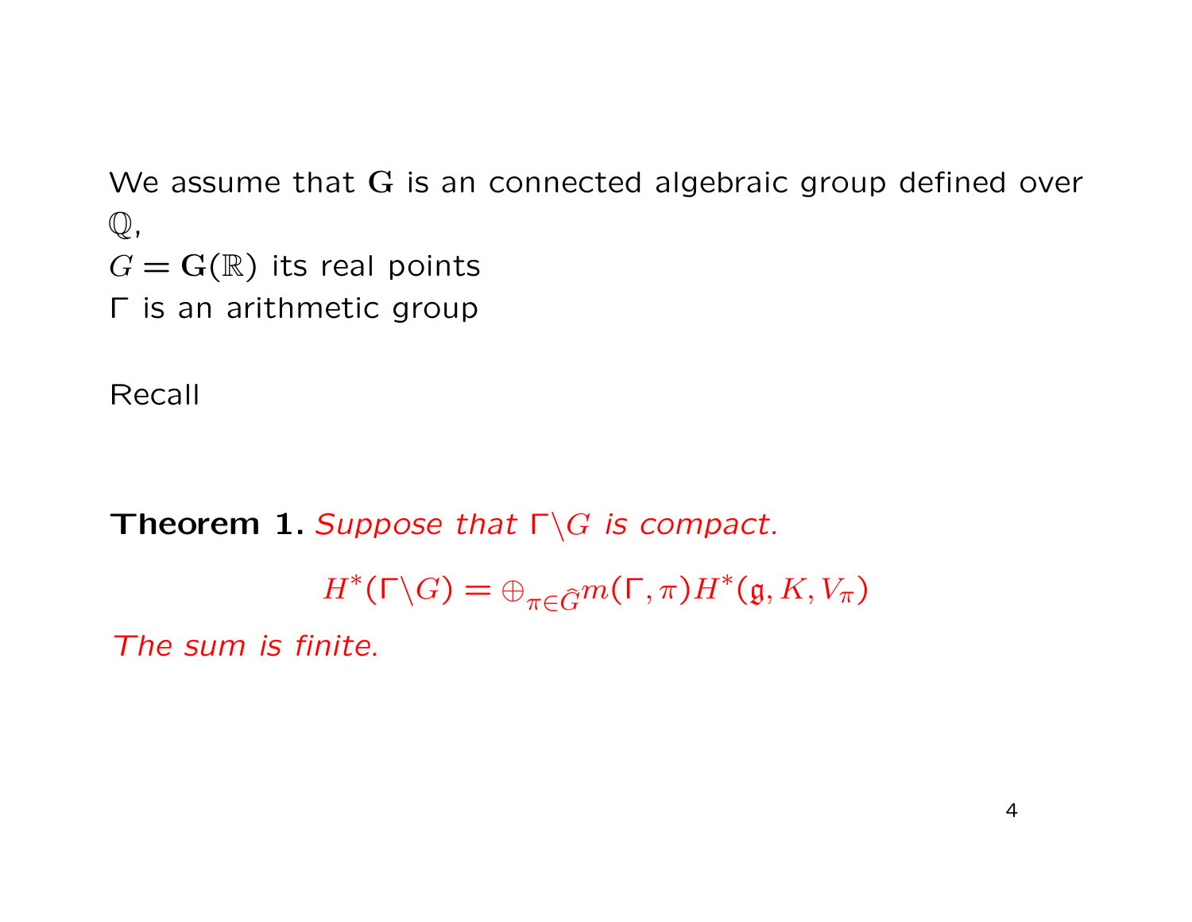We assume that $\mathbf{G}$ is an connected algebraic group defined over $\mathbb{Q}$,
$G = \mathbf{G}(\mathbb{R})$ its real points
$\Gamma$ is an arithmetic group

Recall

**Theorem 1.** *Suppose that $\Gamma \backslash G$ is compact.*

$$H^*(\Gamma \backslash G) = \oplus_{\pi \in \widehat{G}} m(\Gamma, \pi) H^*(\mathfrak{g}, K, V_\pi)$$

*The sum is finite.*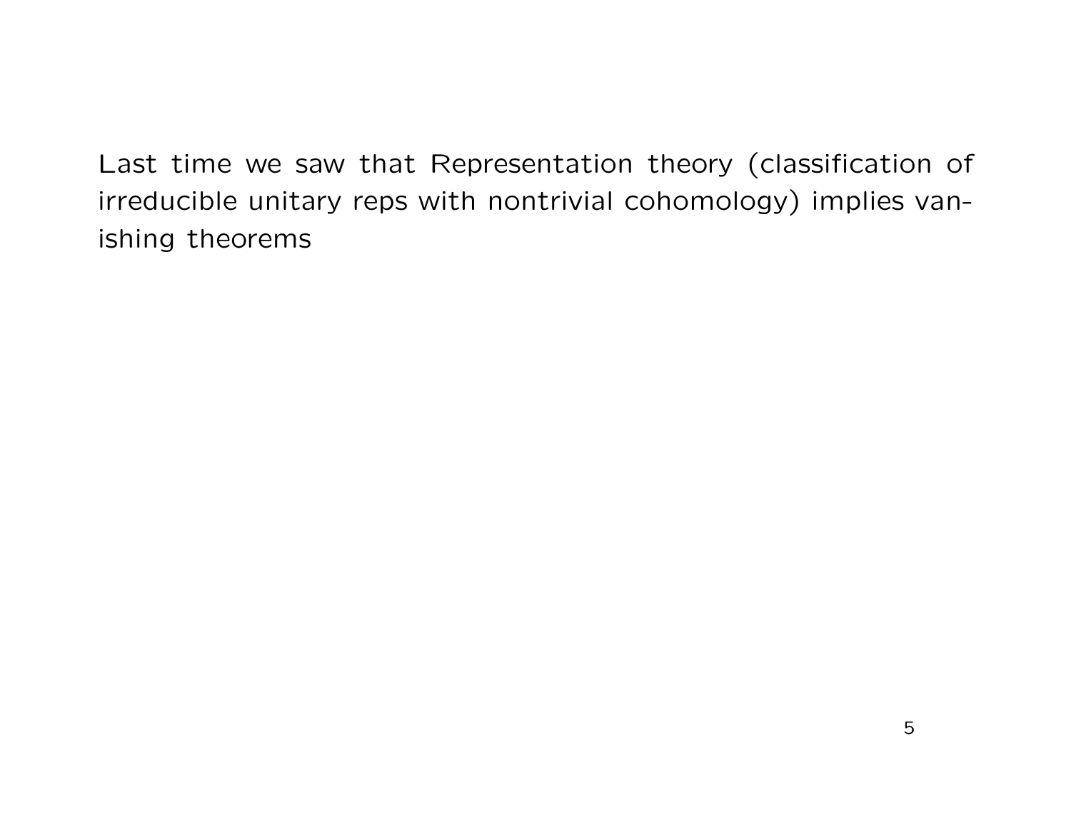Last time we saw that Representation theory (classification of irreducible unitary reps with nontrivial cohomology) implies vanishing theorems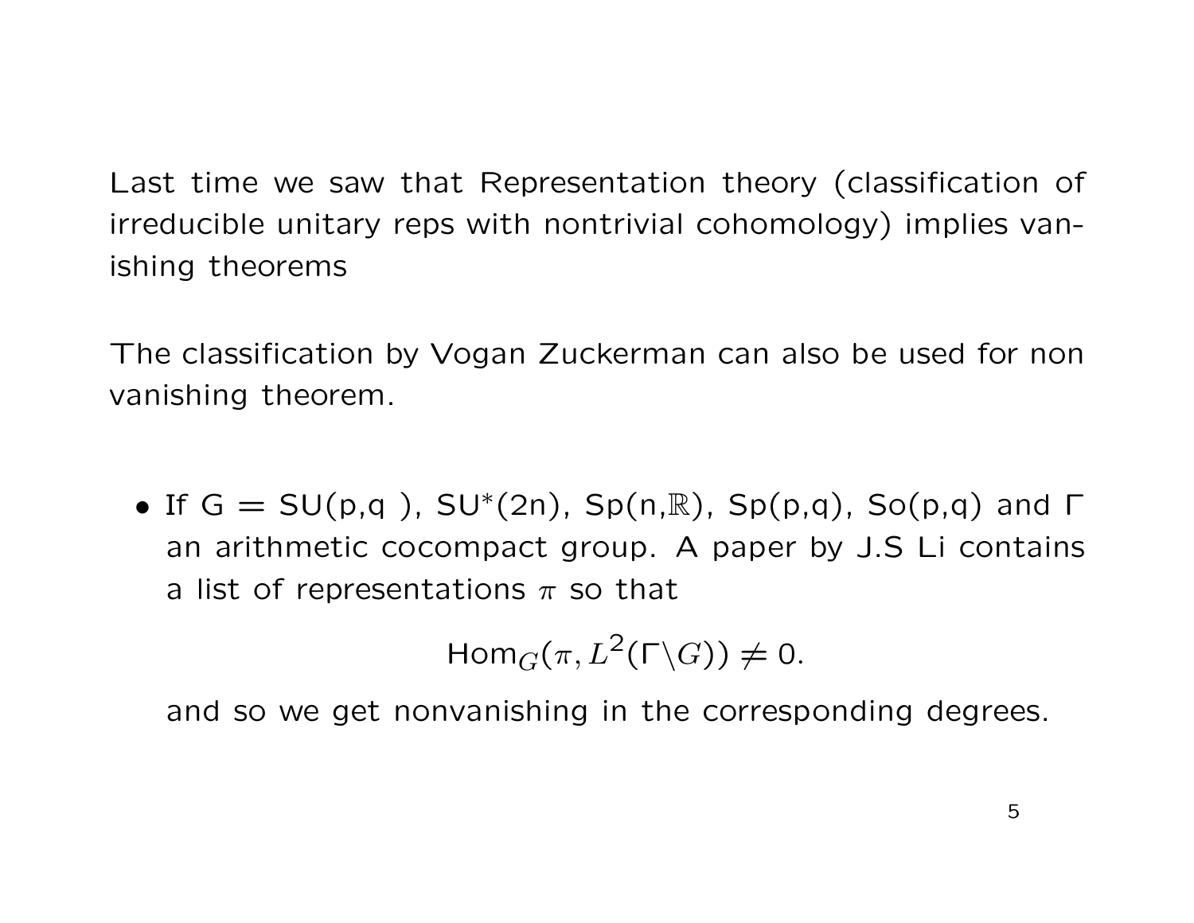Last time we saw that Representation theory (classification of irreducible unitary reps with nontrivial cohomology) implies vanishing theorems

The classification by Vogan Zuckerman can also be used for non vanishing theorem.

- If G = SU(p,q ), $SU^*(2n)$, Sp(n,$\mathbb{R}$), Sp(p,q), So(p,q) and $\Gamma$ an arithmetic cocompact group. A paper by J.S Li contains a list of representations $\pi$ so that

  $$\mathrm{Hom}_G(\pi, L^2(\Gamma\backslash G)) \neq 0.$$

  and so we get nonvanishing in the corresponding degrees.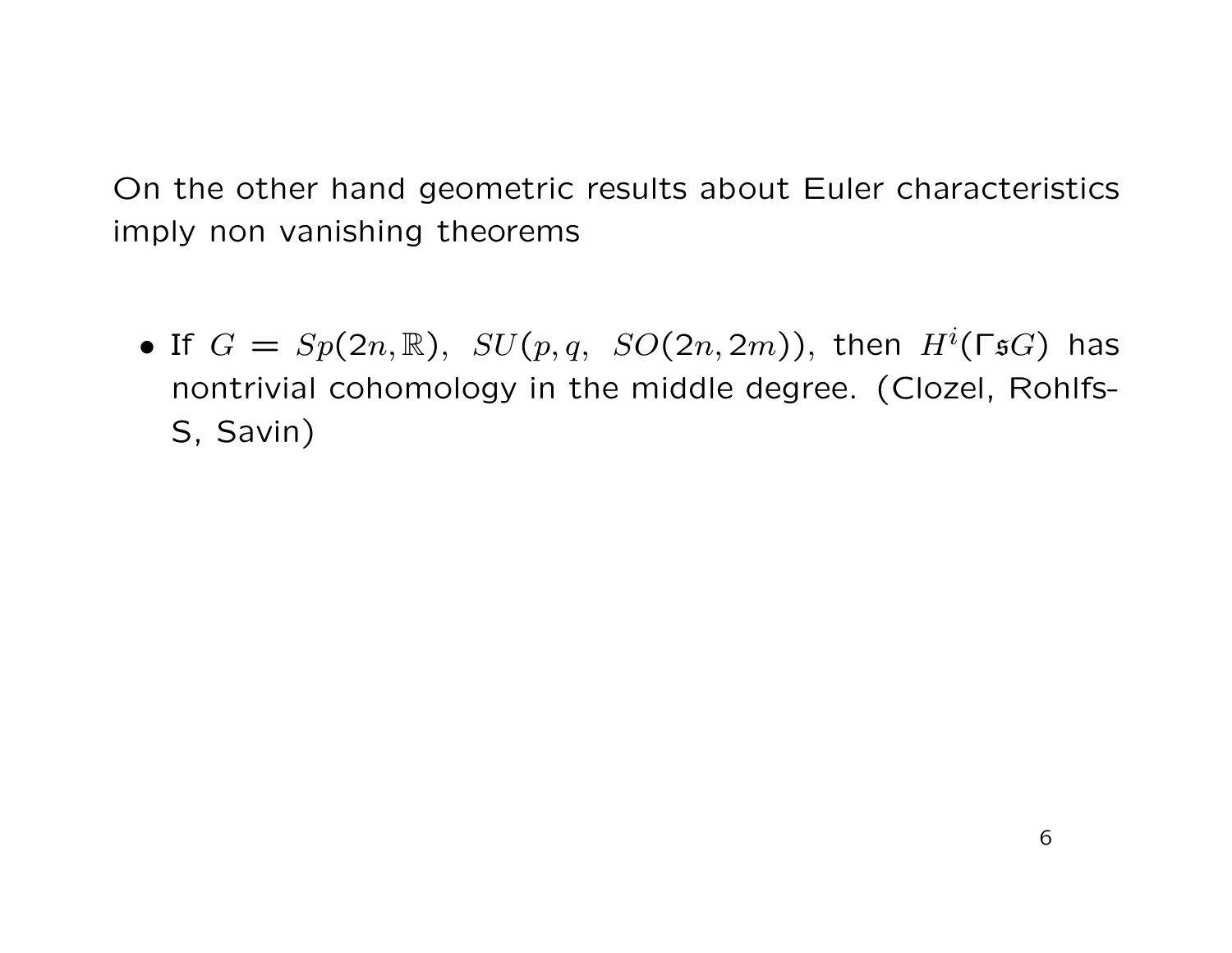On the other hand geometric results about Euler characteristics imply non vanishing theorems

- If $G = Sp(2n, \mathbb{R}),\ \ SU(p, q,\ \ SO(2n, 2m)),$ then $H^i(\Gamma\mathfrak{s}G)$ has nontrivial cohomology in the middle degree. (Clozel, Rohlfs-S, Savin)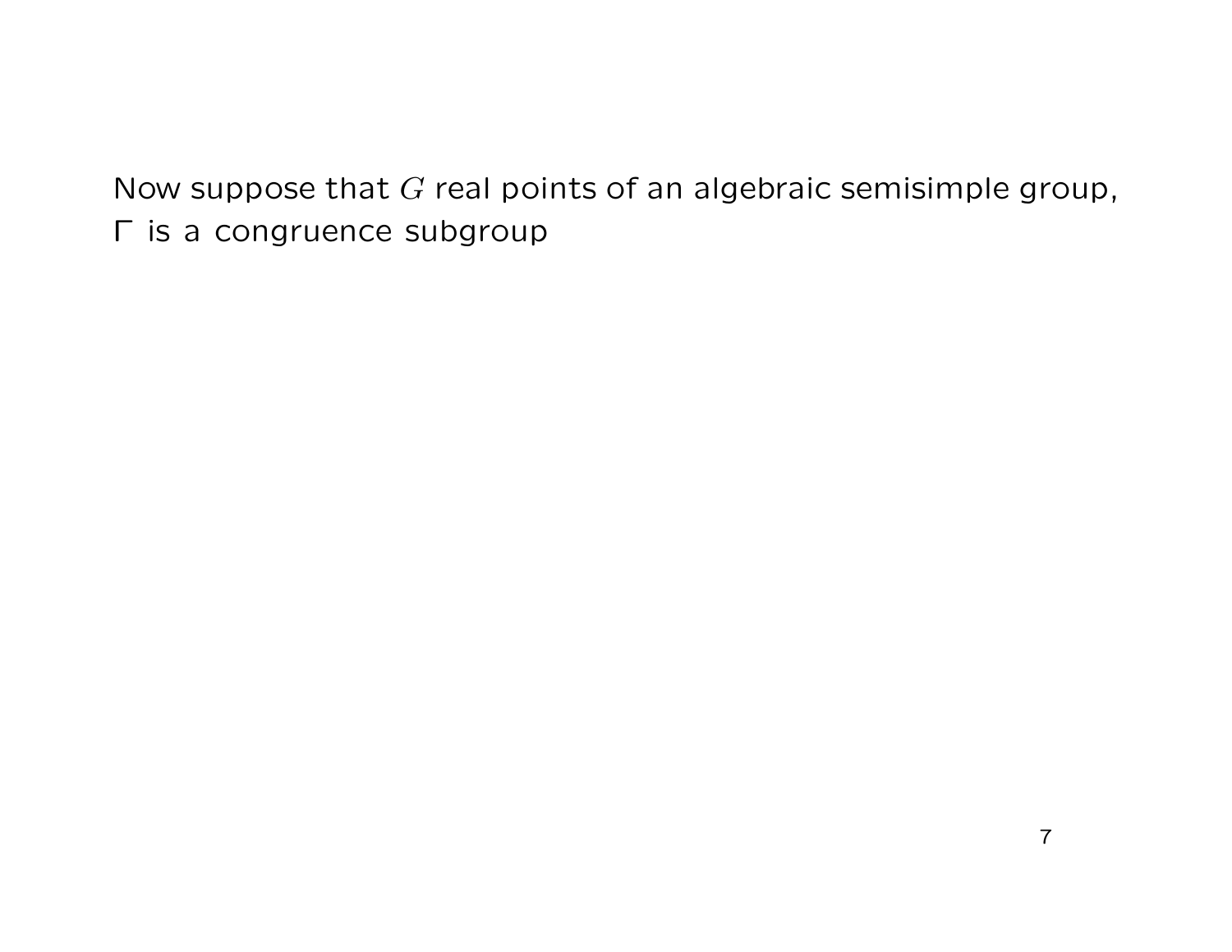Now suppose that $G$ real points of an algebraic semisimple group, $\Gamma$ is a congruence subgroup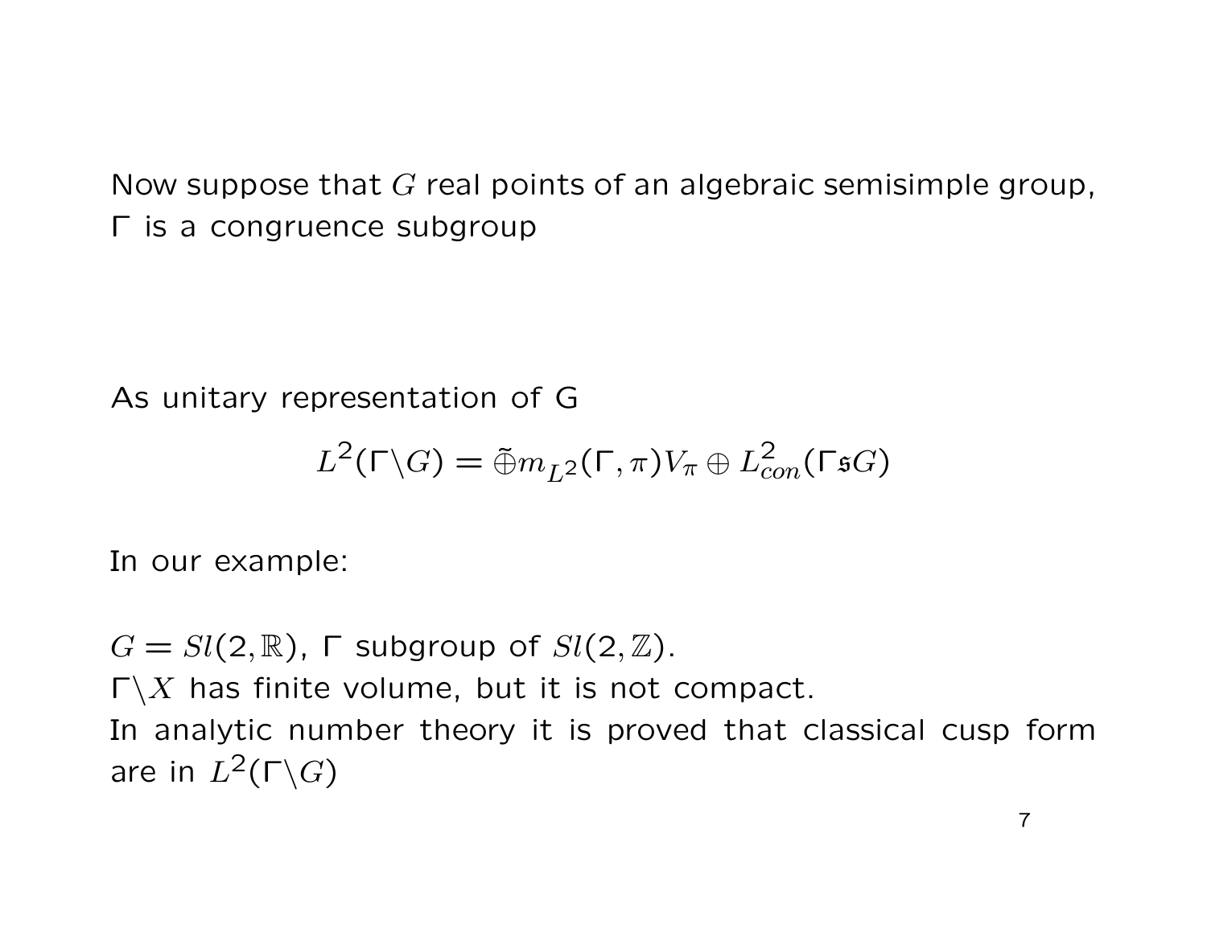Now suppose that $G$ real points of an algebraic semisimple group, $\Gamma$ is a congruence subgroup

As unitary representation of G

$$L^2(\Gamma\backslash G) = \tilde{\oplus} m_{L^2}(\Gamma, \pi) V_\pi \oplus L^2_{con}(\Gamma \mathfrak{s} G)$$

In our example:

$G = Sl(2, \mathbb{R})$, $\Gamma$ subgroup of $Sl(2, \mathbb{Z})$.
$\Gamma\backslash X$ has finite volume, but it is not compact.
In analytic number theory it is proved that classical cusp form are in $L^2(\Gamma\backslash G)$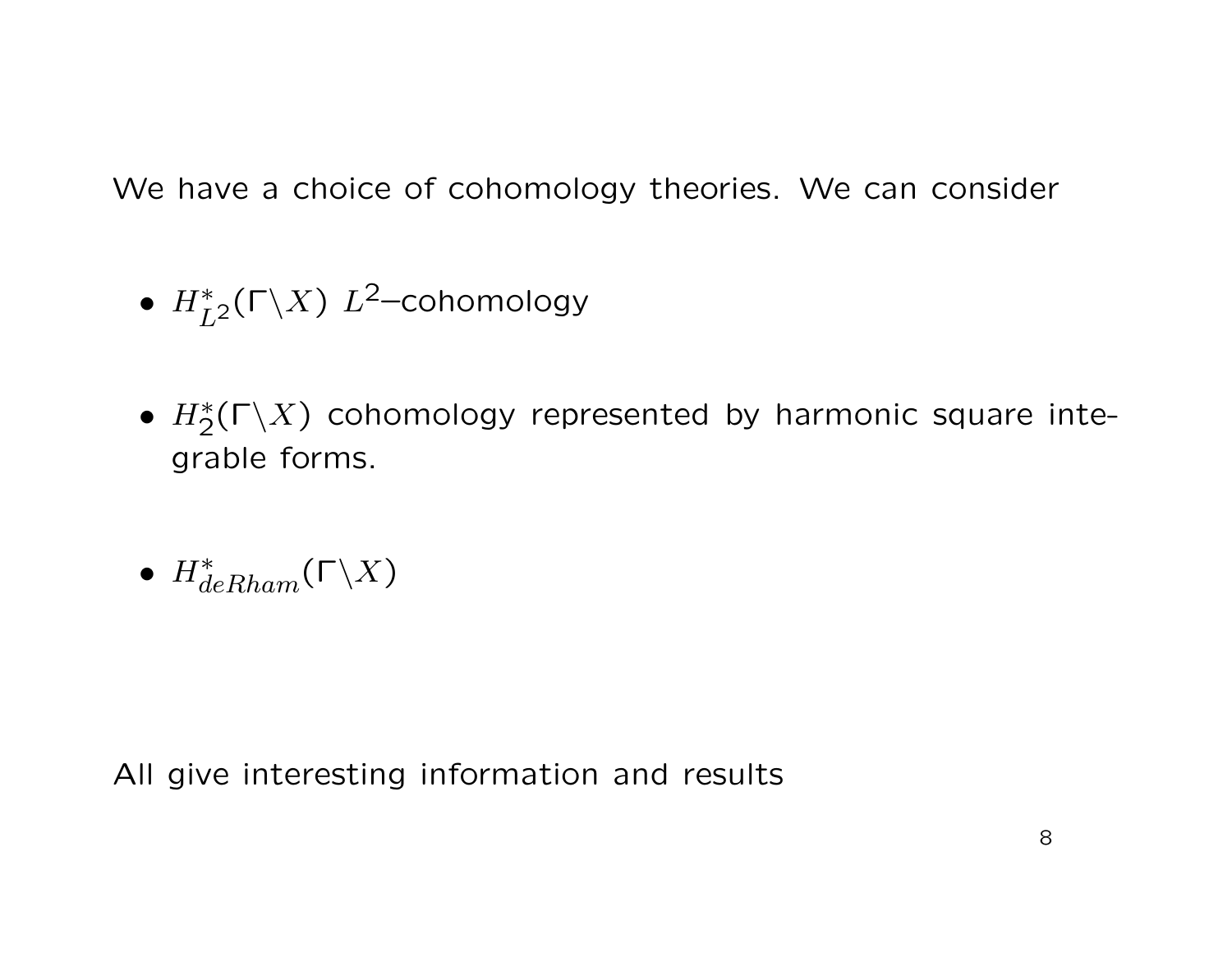We have a choice of cohomology theories. We can consider

- $H^*_{L^2}(\Gamma\backslash X)$ $L^2$–cohomology

- $H^*_2(\Gamma\backslash X)$ cohomology represented by harmonic square integrable forms.

- $H^*_{deRham}(\Gamma\backslash X)$

All give interesting information and results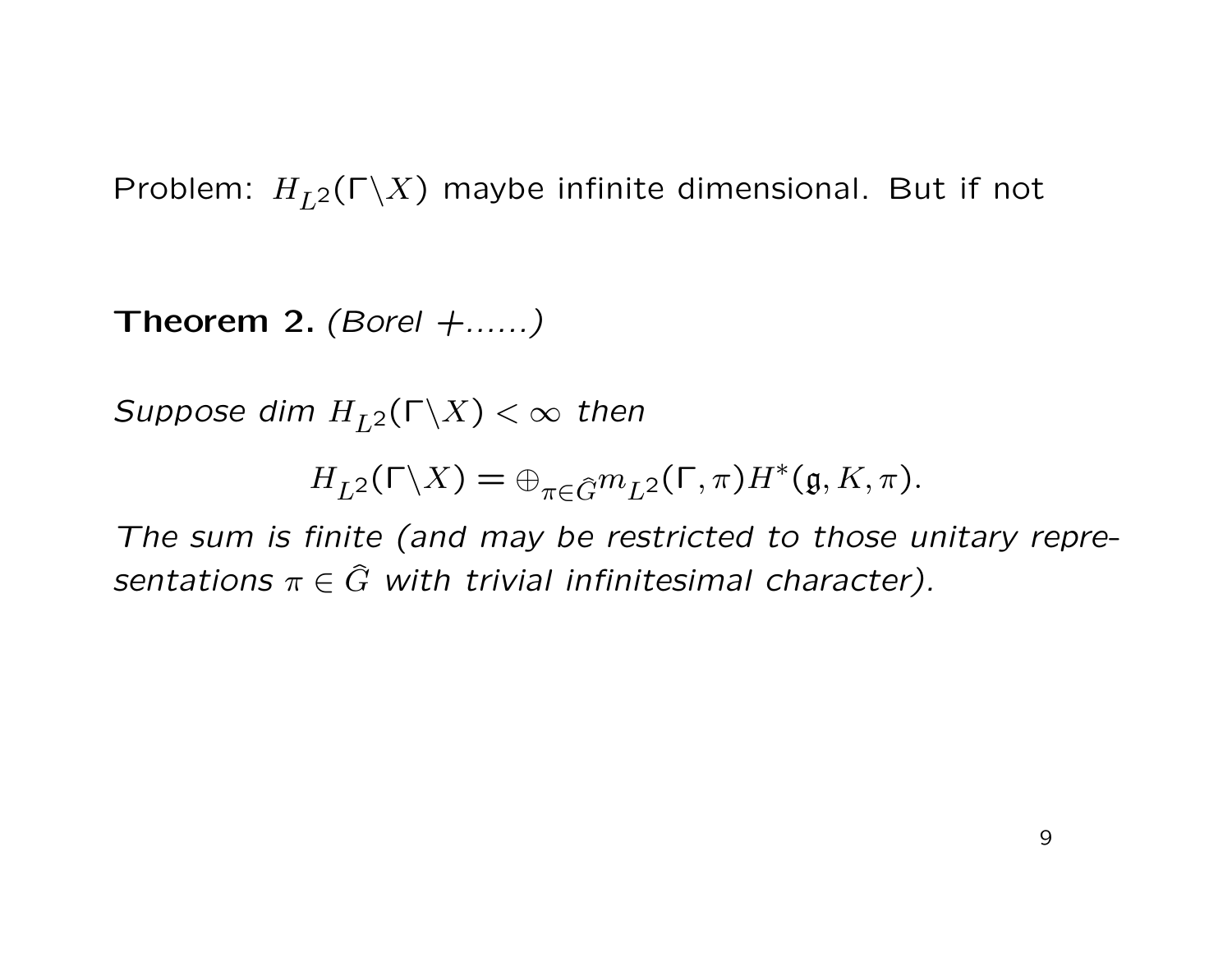Problem: $H_{L^2}(\Gamma\backslash X)$ maybe infinite dimensional. But if not

**Theorem 2.** *(Borel +......)*

*Suppose dim $H_{L^2}(\Gamma\backslash X) < \infty$ then*

$$H_{L^2}(\Gamma\backslash X) = \oplus_{\pi \in \widehat{G}} m_{L^2}(\Gamma, \pi) H^*(\mathfrak{g}, K, \pi).$$

*The sum is finite (and may be restricted to those unitary representations $\pi \in \widehat{G}$ with trivial infinitesimal character).*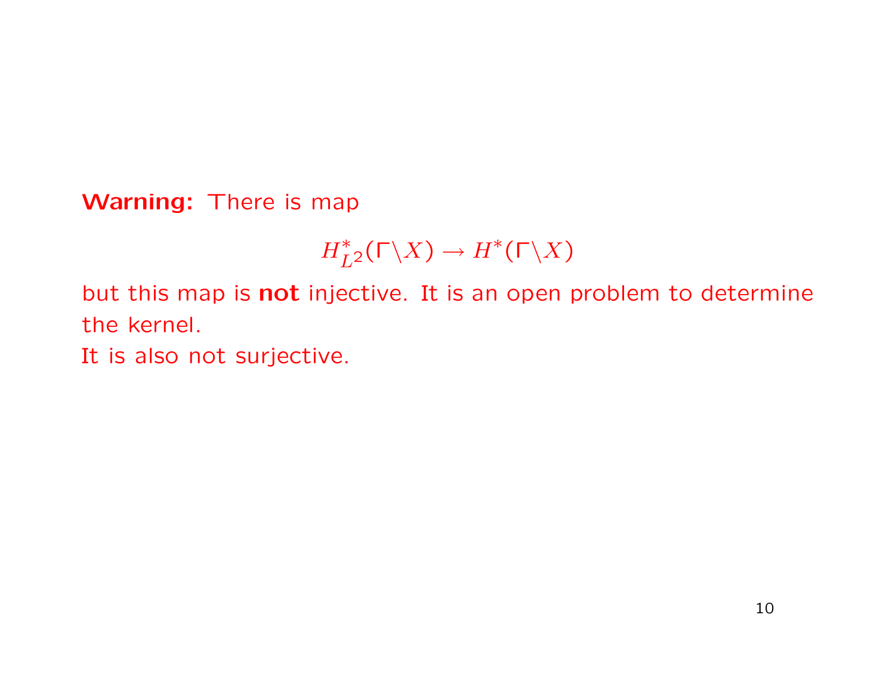**Warning:** There is map

$$H^*_{L^2}(\Gamma\backslash X) \to H^*(\Gamma\backslash X)$$

but this map is **not** injective. It is an open problem to determine the kernel.

It is also not surjective.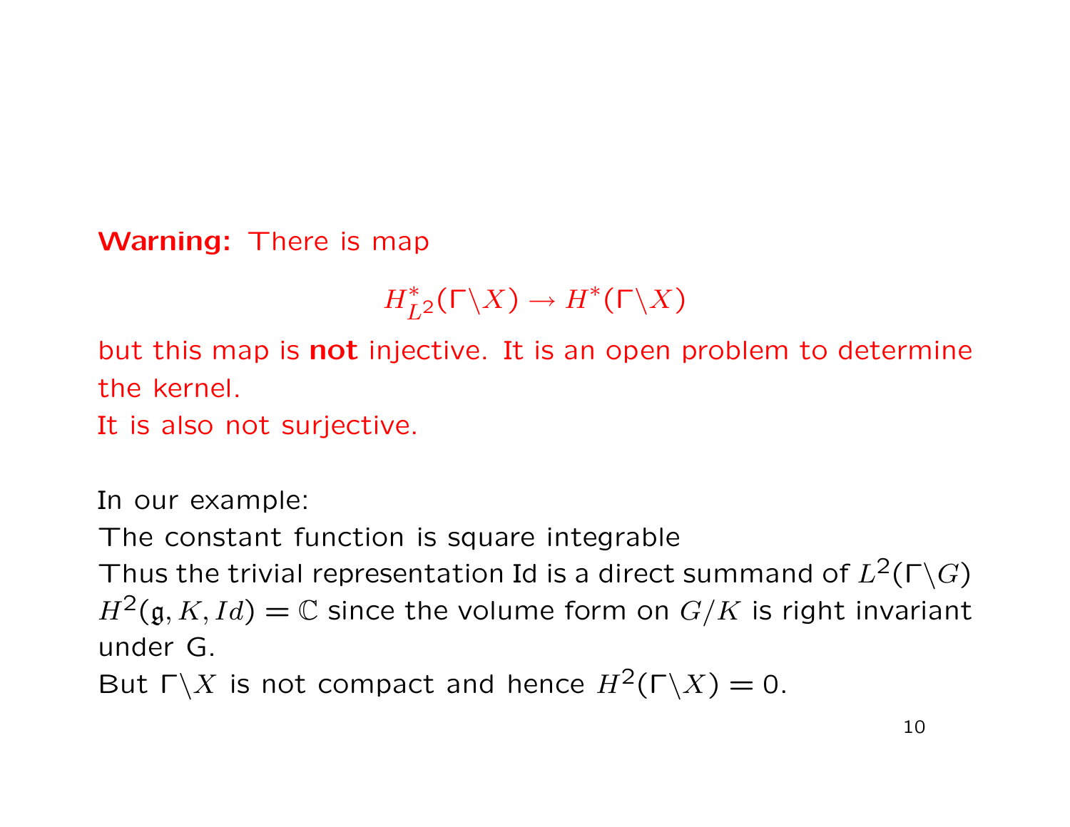**Warning:** There is map

$$H^*_{L^2}(\Gamma\backslash X) \to H^*(\Gamma\backslash X)$$

but this map is **not** injective. It is an open problem to determine the kernel.
It is also not surjective.

In our example:
The constant function is square integrable
Thus the trivial representation Id is a direct summand of $L^2(\Gamma\backslash G)$
$H^2(\mathfrak{g}, K, Id) = \mathbb{C}$ since the volume form on $G/K$ is right invariant under G.
But $\Gamma\backslash X$ is not compact and hence $H^2(\Gamma\backslash X) = 0$.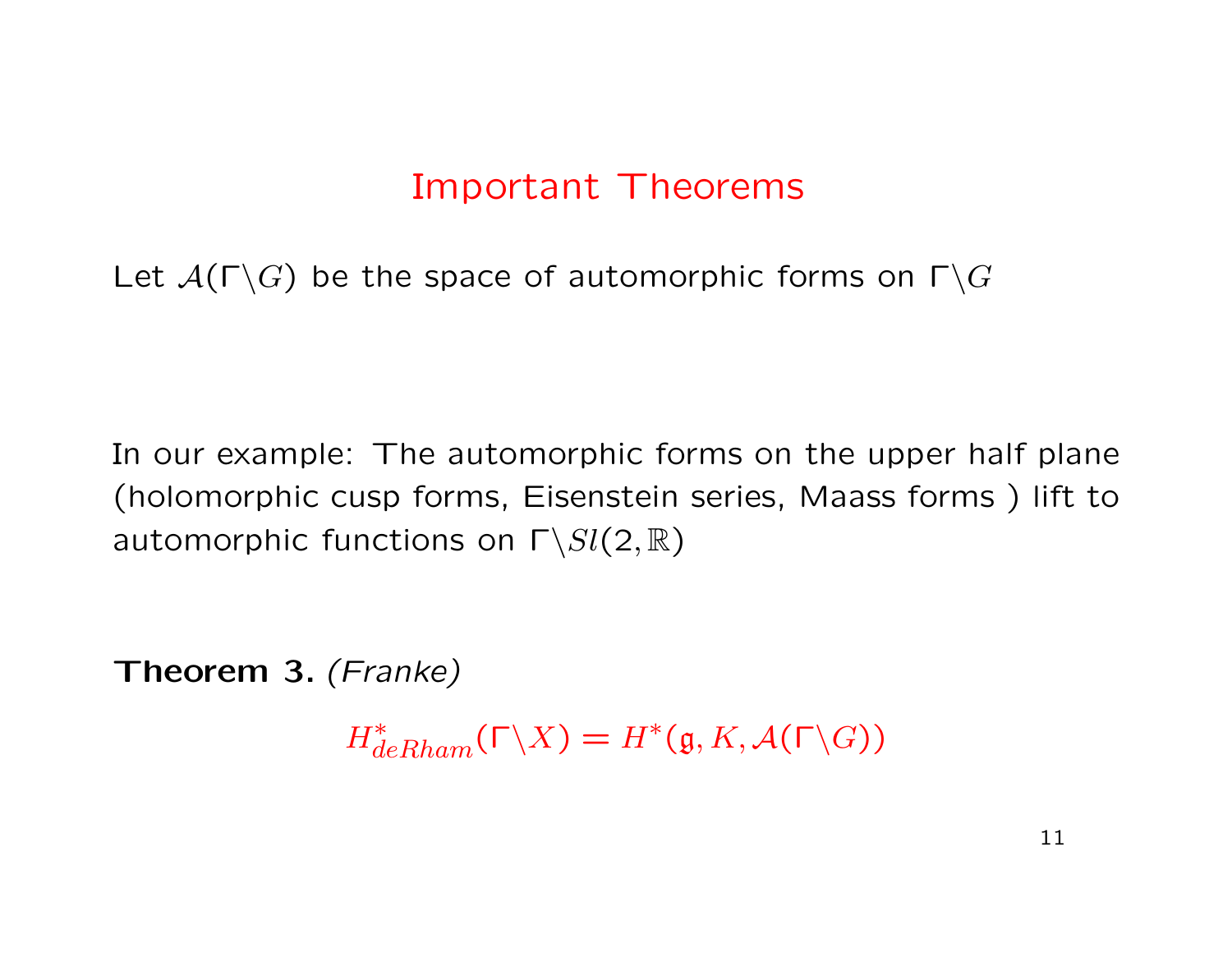# Important Theorems

Let $\mathcal{A}(\Gamma\backslash G)$ be the space of automorphic forms on $\Gamma\backslash G$

In our example: The automorphic forms on the upper half plane (holomorphic cusp forms, Eisenstein series, Maass forms ) lift to automorphic functions on $\Gamma\backslash Sl(2,\mathbb{R})$

**Theorem 3.** *(Franke)*

$$H^*_{deRham}(\Gamma\backslash X) = H^*(\mathfrak{g}, K, \mathcal{A}(\Gamma\backslash G))$$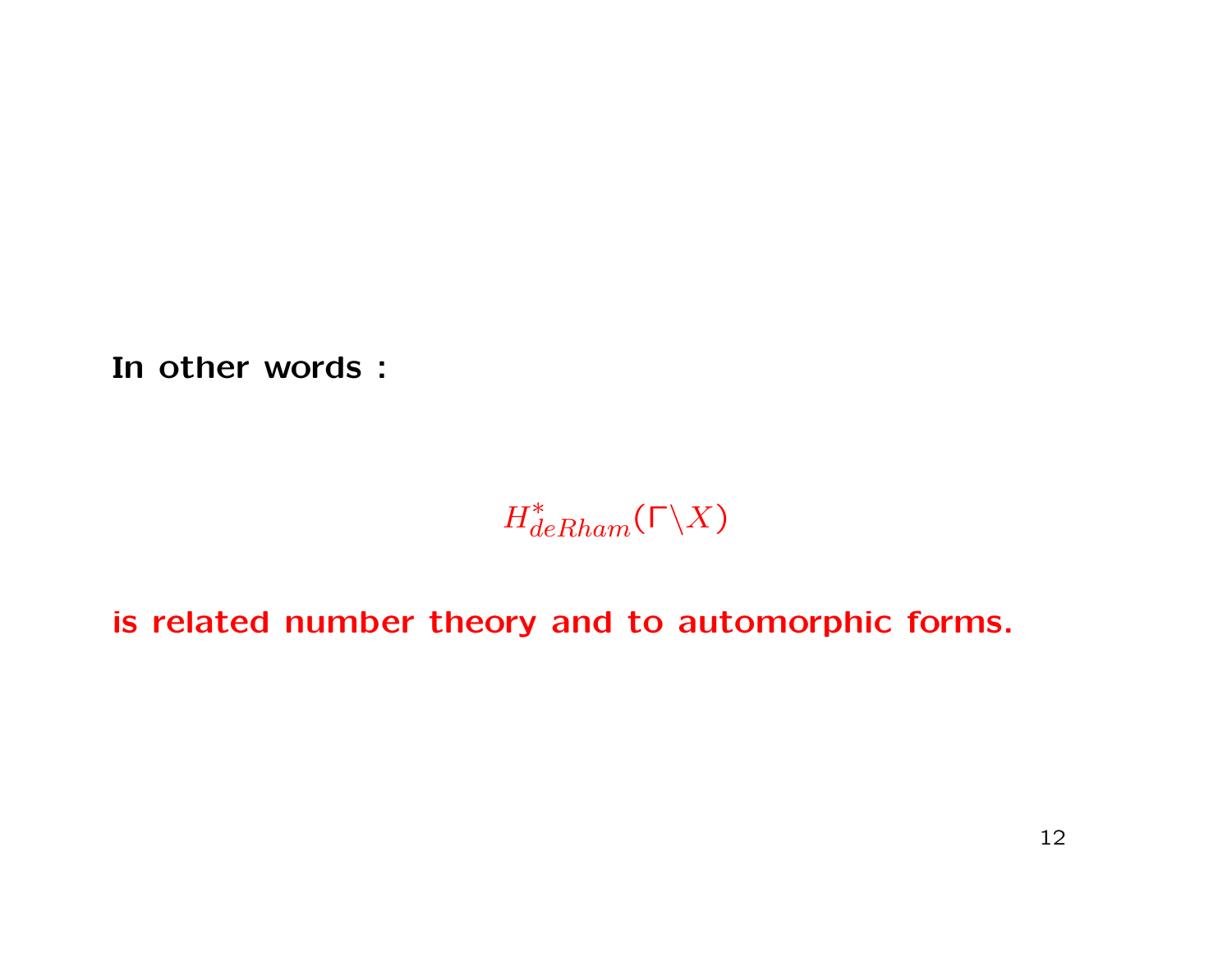**In other words :**

$$H^*_{deRham}(\Gamma \backslash X)$$

**is related number theory and to automorphic forms.**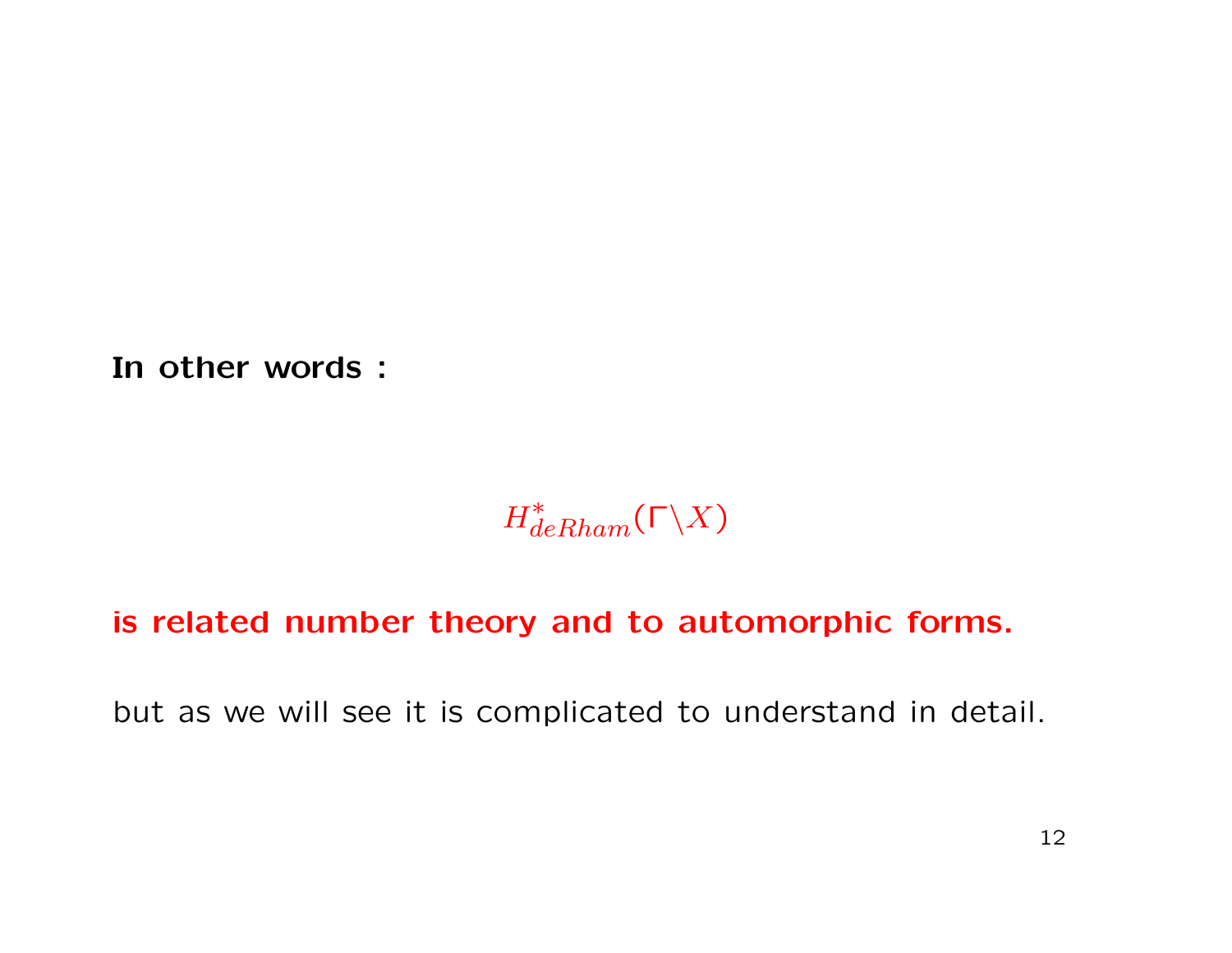**In other words :**

$$H^*_{deRham}(\Gamma\backslash X)$$

**is related number theory and to automorphic forms.**

but as we will see it is complicated to understand in detail.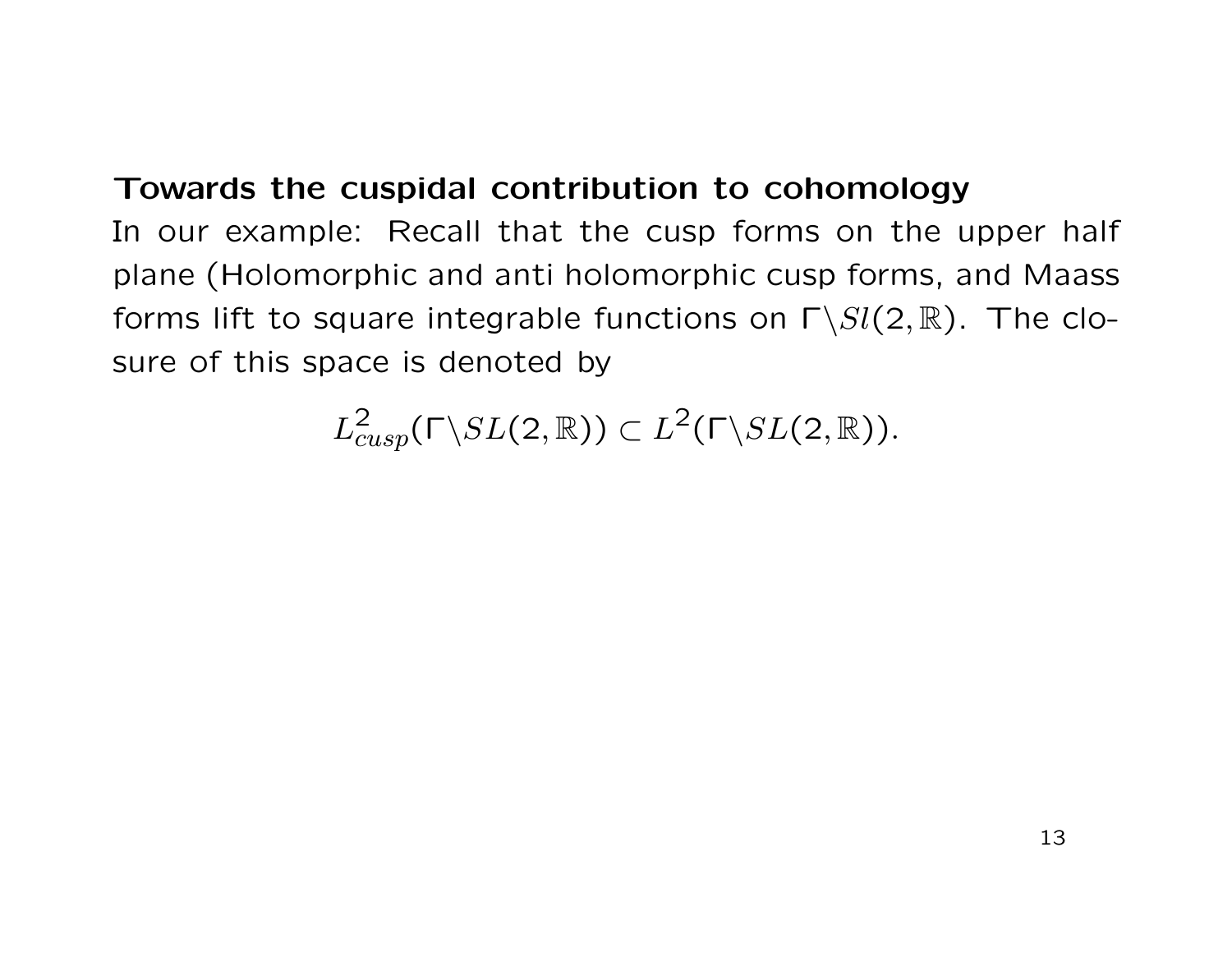**Towards the cuspidal contribution to cohomology**

In our example: Recall that the cusp forms on the upper half plane (Holomorphic and anti holomorphic cusp forms, and Maass forms lift to square integrable functions on $\Gamma\backslash Sl(2,\mathbb{R})$. The closure of this space is denoted by

$$L^2_{cusp}(\Gamma\backslash SL(2,\mathbb{R})) \subset L^2(\Gamma\backslash SL(2,\mathbb{R})).$$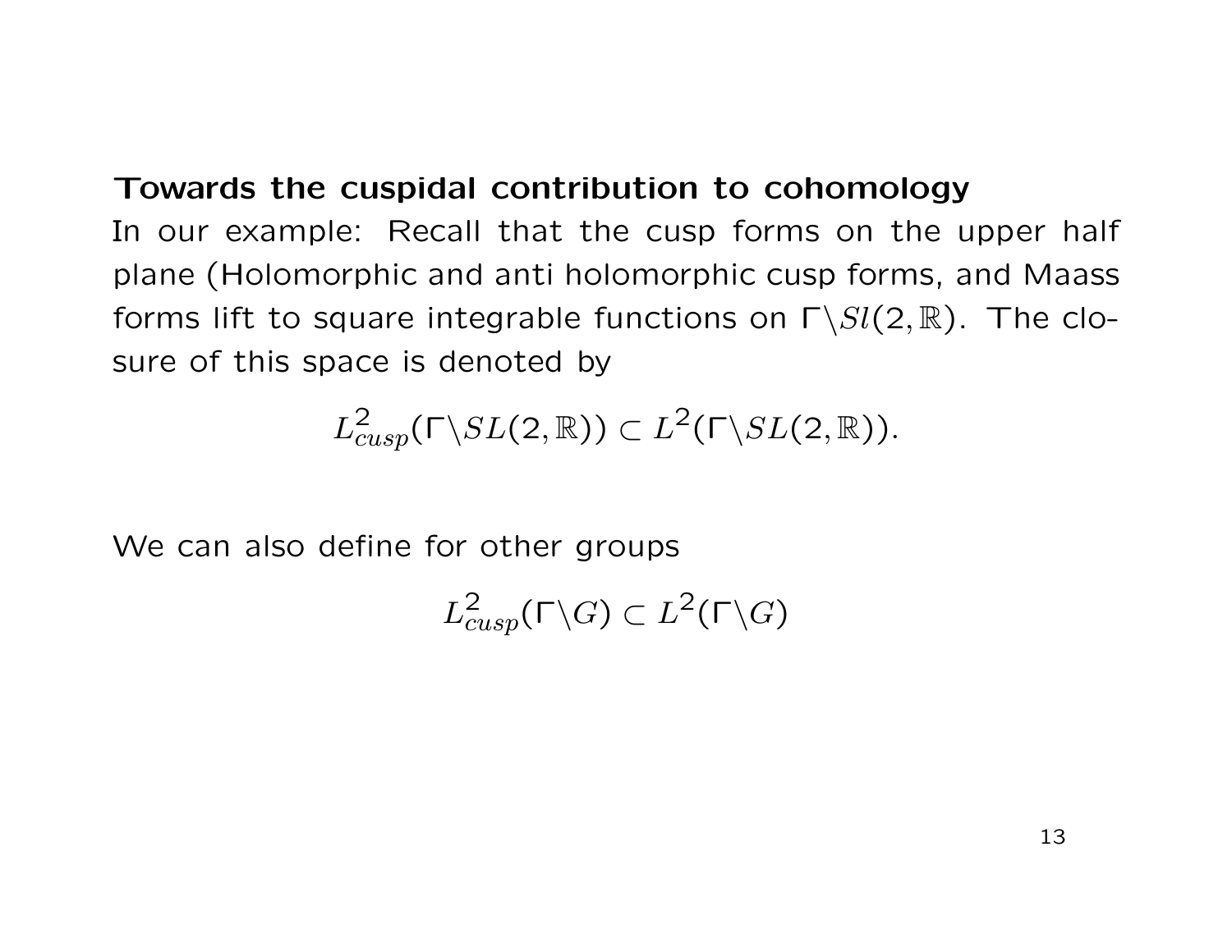**Towards the cuspidal contribution to cohomology**

In our example: Recall that the cusp forms on the upper half plane (Holomorphic and anti holomorphic cusp forms, and Maass forms lift to square integrable functions on $\Gamma\backslash Sl(2,\mathbb{R})$. The closure of this space is denoted by

$$L^2_{cusp}(\Gamma\backslash SL(2,\mathbb{R})) \subset L^2(\Gamma\backslash SL(2,\mathbb{R})).$$

We can also define for other groups

$$L^2_{cusp}(\Gamma\backslash G) \subset L^2(\Gamma\backslash G)$$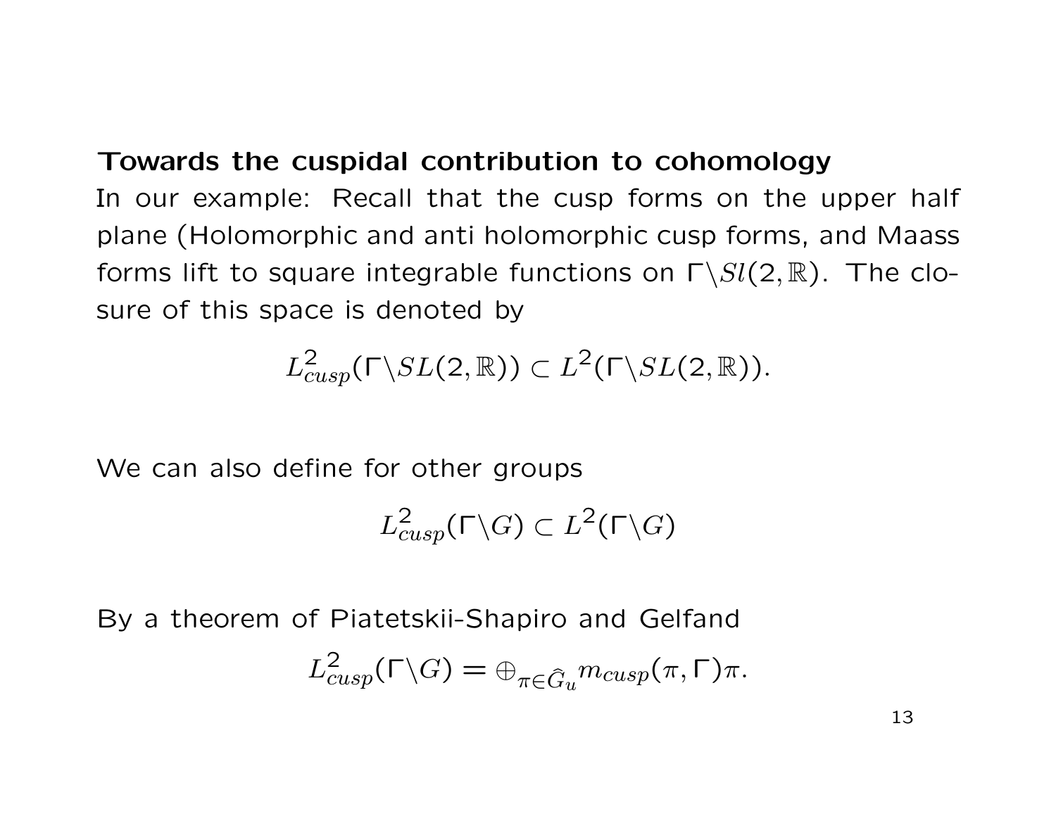**Towards the cuspidal contribution to cohomology**
In our example: Recall that the cusp forms on the upper half plane (Holomorphic and anti holomorphic cusp forms, and Maass forms lift to square integrable functions on $\Gamma\backslash Sl(2,\mathbb{R})$. The closure of this space is denoted by

$$L^2_{cusp}(\Gamma\backslash SL(2,\mathbb{R})) \subset L^2(\Gamma\backslash SL(2,\mathbb{R})).$$

We can also define for other groups

$$L^2_{cusp}(\Gamma\backslash G) \subset L^2(\Gamma\backslash G)$$

By a theorem of Piatetskii-Shapiro and Gelfand

$$L^2_{cusp}(\Gamma\backslash G) = \oplus_{\pi\in\widehat{G}_u} m_{cusp}(\pi,\Gamma)\pi.$$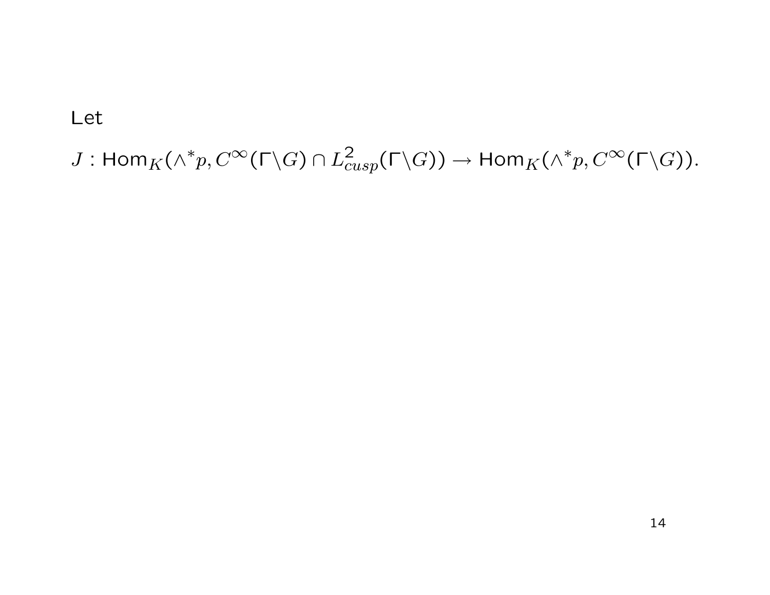Let

$$J : \mathsf{Hom}_K(\wedge^* p, C^\infty(\Gamma\backslash G) \cap L^2_{cusp}(\Gamma\backslash G)) \to \mathsf{Hom}_K(\wedge^* p, C^\infty(\Gamma\backslash G)).$$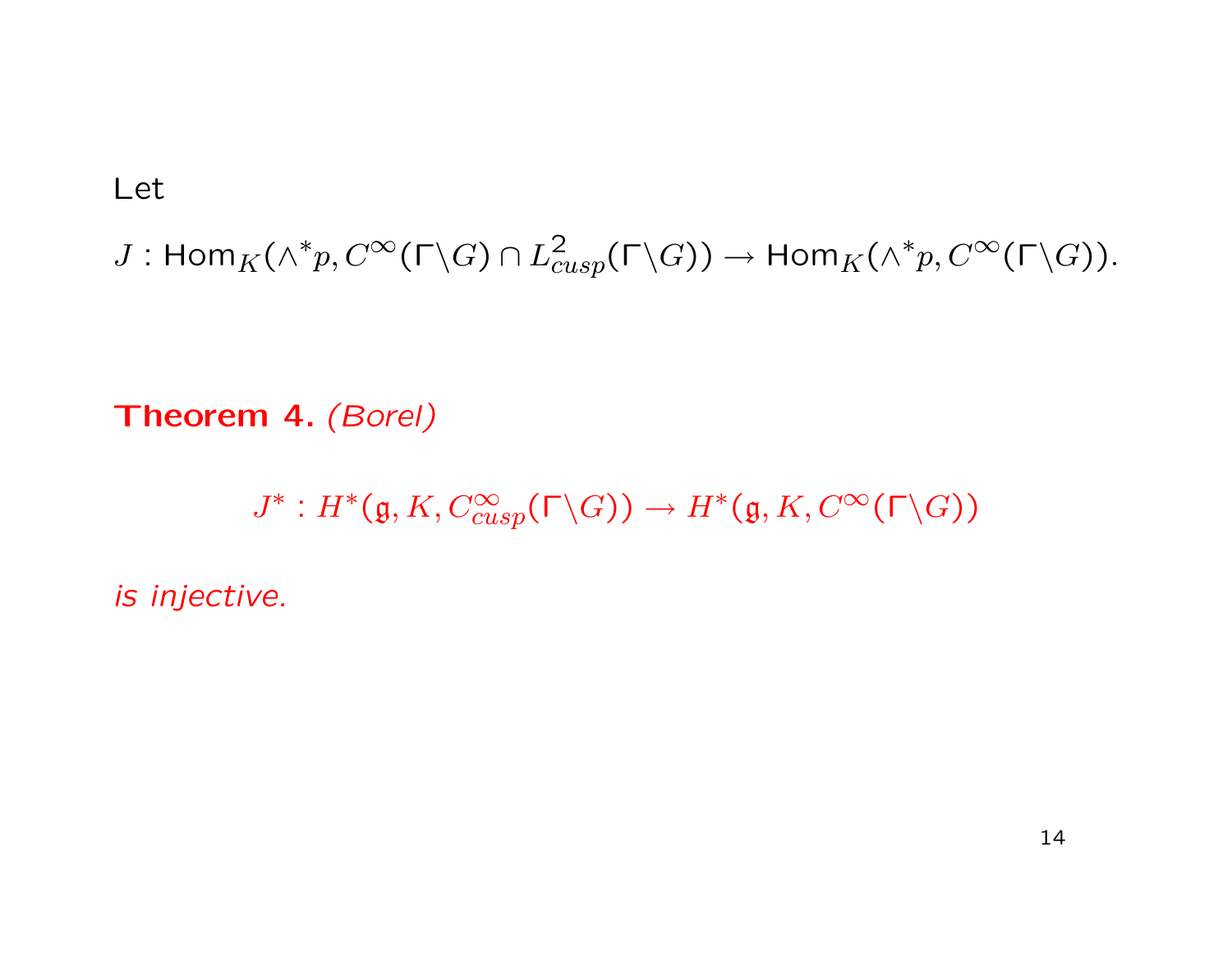Let

$J : \mathrm{Hom}_K(\wedge^* p, C^\infty(\Gamma\backslash G) \cap L^2_{cusp}(\Gamma\backslash G)) \to \mathrm{Hom}_K(\wedge^* p, C^\infty(\Gamma\backslash G))$.

**Theorem 4.** *(Borel)*

$$J^* : H^*(\mathfrak{g}, K, C^\infty_{cusp}(\Gamma\backslash G)) \to H^*(\mathfrak{g}, K, C^\infty(\Gamma\backslash G))$$

*is injective.*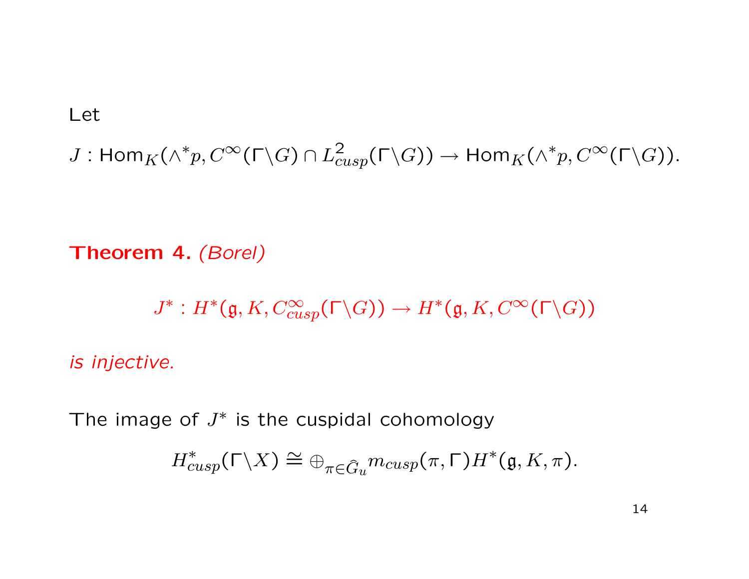Let

$$J : \mathrm{Hom}_K(\wedge^* p, C^\infty(\Gamma \backslash G) \cap L^2_{cusp}(\Gamma \backslash G)) \to \mathrm{Hom}_K(\wedge^* p, C^\infty(\Gamma \backslash G)).$$

**Theorem 4.** *(Borel)*

$$J^* : H^*(\mathfrak{g}, K, C^\infty_{cusp}(\Gamma \backslash G)) \to H^*(\mathfrak{g}, K, C^\infty(\Gamma \backslash G))$$

*is injective.*

The image of $J^*$ is the cuspidal cohomology

$$H^*_{cusp}(\Gamma \backslash X) \cong \oplus_{\pi \in \widehat{G}_u} m_{cusp}(\pi, \Gamma) H^*(\mathfrak{g}, K, \pi).$$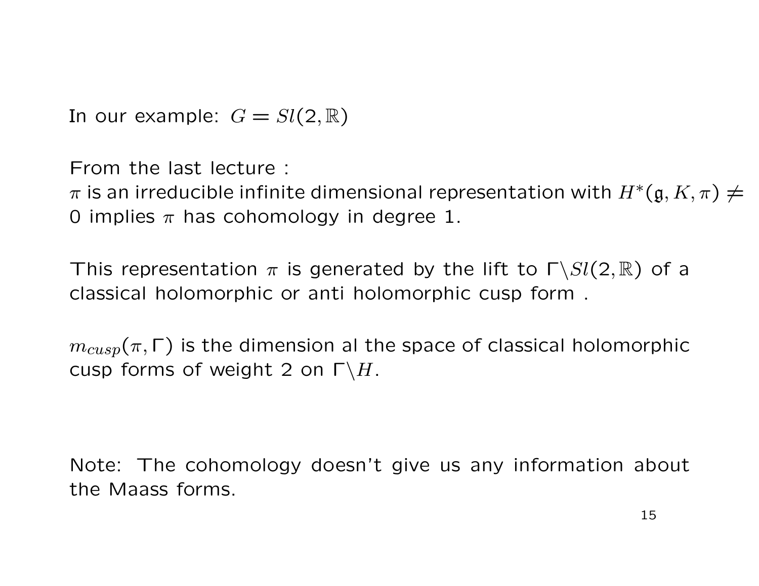In our example: $G = Sl(2, \mathbb{R})$

From the last lecture :
$\pi$ is an irreducible infinite dimensional representation with $H^*(\mathfrak{g}, K, \pi) \neq 0$ implies $\pi$ has cohomology in degree 1.

This representation $\pi$ is generated by the lift to $\Gamma \backslash Sl(2, \mathbb{R})$ of a classical holomorphic or anti holomorphic cusp form .

$m_{cusp}(\pi, \Gamma)$ is the dimension al the space of classical holomorphic cusp forms of weight 2 on $\Gamma \backslash H$.

Note: The cohomology doesn't give us any information about the Maass forms.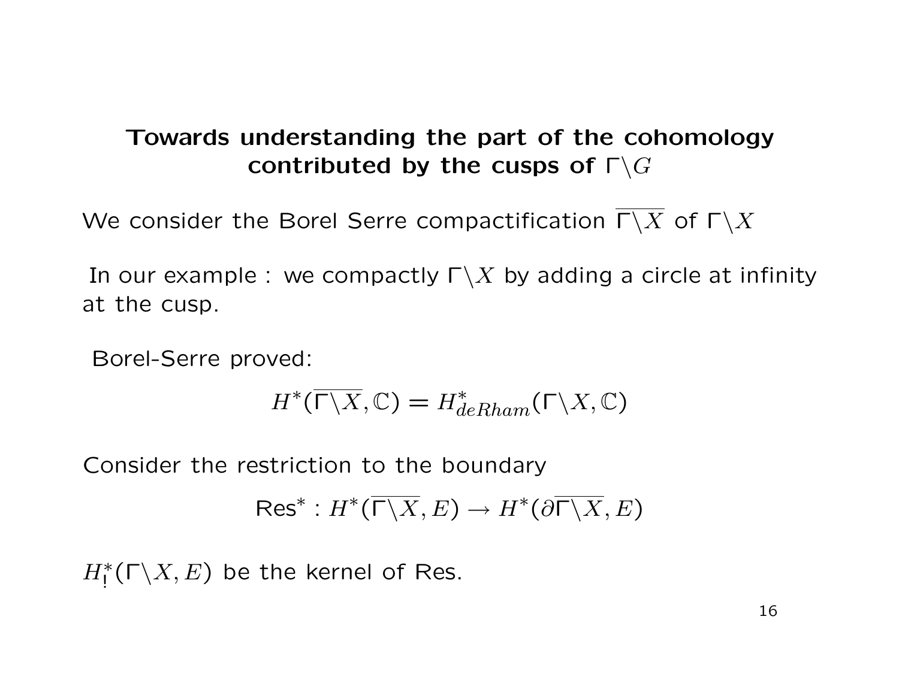## Towards understanding the part of the cohomology contributed by the cusps of $\Gamma\backslash G$

We consider the Borel Serre compactification $\overline{\Gamma\backslash X}$ of $\Gamma\backslash X$

In our example : we compactly $\Gamma\backslash X$ by adding a circle at infinity at the cusp.

Borel-Serre proved:

$$H^*(\overline{\Gamma\backslash X}, \mathbb{C}) = H^*_{deRham}(\Gamma\backslash X, \mathbb{C})$$

Consider the restriction to the boundary

$$\mathsf{Res}^* : H^*(\overline{\Gamma\backslash X}, E) \to H^*(\partial\overline{\Gamma\backslash X}, E)$$

$H^*_!(\Gamma\backslash X, E)$ be the kernel of Res.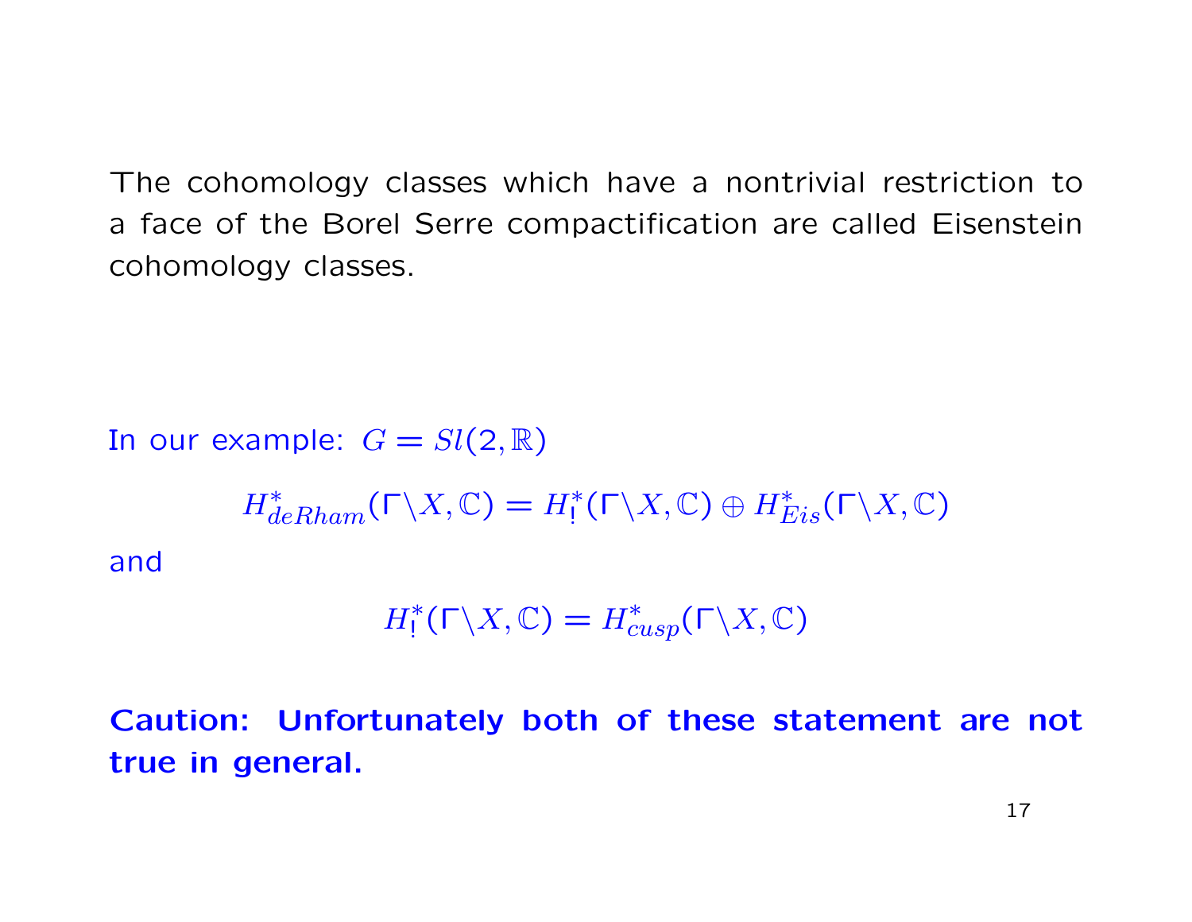The cohomology classes which have a nontrivial restriction to a face of the Borel Serre compactification are called Eisenstein cohomology classes.

In our example: $G = Sl(2, \mathbb{R})$

$$H^*_{deRham}(\Gamma \backslash X, \mathbb{C}) = H^*_!(\Gamma \backslash X, \mathbb{C}) \oplus H^*_{Eis}(\Gamma \backslash X, \mathbb{C})$$

and

$$H^*_!(\Gamma \backslash X, \mathbb{C}) = H^*_{cusp}(\Gamma \backslash X, \mathbb{C})$$

**Caution: Unfortunately both of these statement are not true in general.**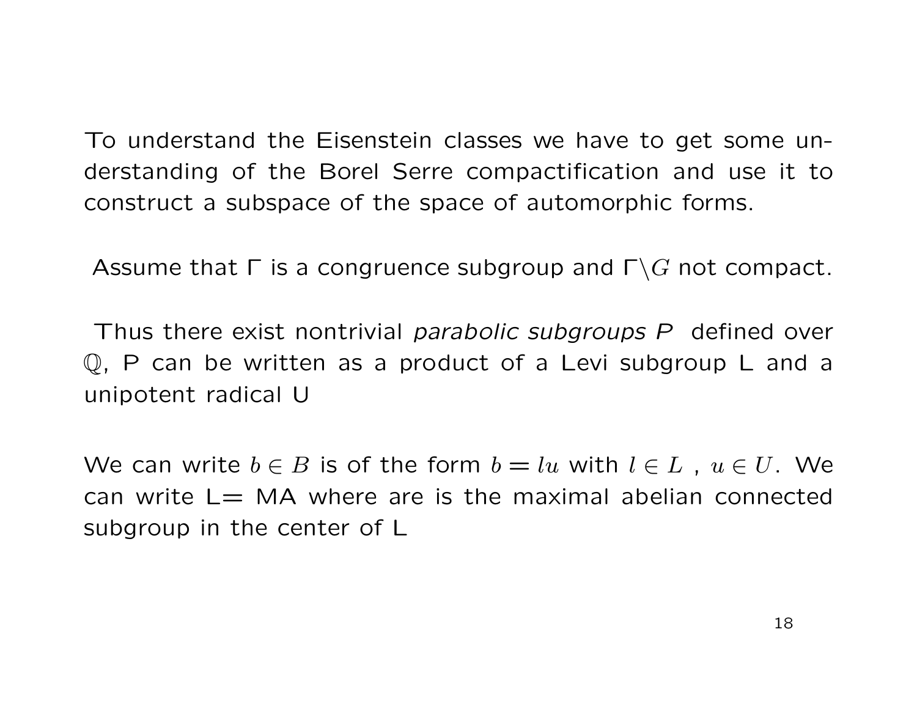To understand the Eisenstein classes we have to get some understanding of the Borel Serre compactification and use it to construct a subspace of the space of automorphic forms.

Assume that $\Gamma$ is a congruence subgroup and $\Gamma\backslash G$ not compact.

Thus there exist nontrivial *parabolic subgroups P* defined over $\mathbb{Q}$, P can be written as a product of a Levi subgroup L and a unipotent radical U

We can write $b \in B$ is of the form $b = lu$ with $l \in L$ , $u \in U$. We can write L= MA where are is the maximal abelian connected subgroup in the center of L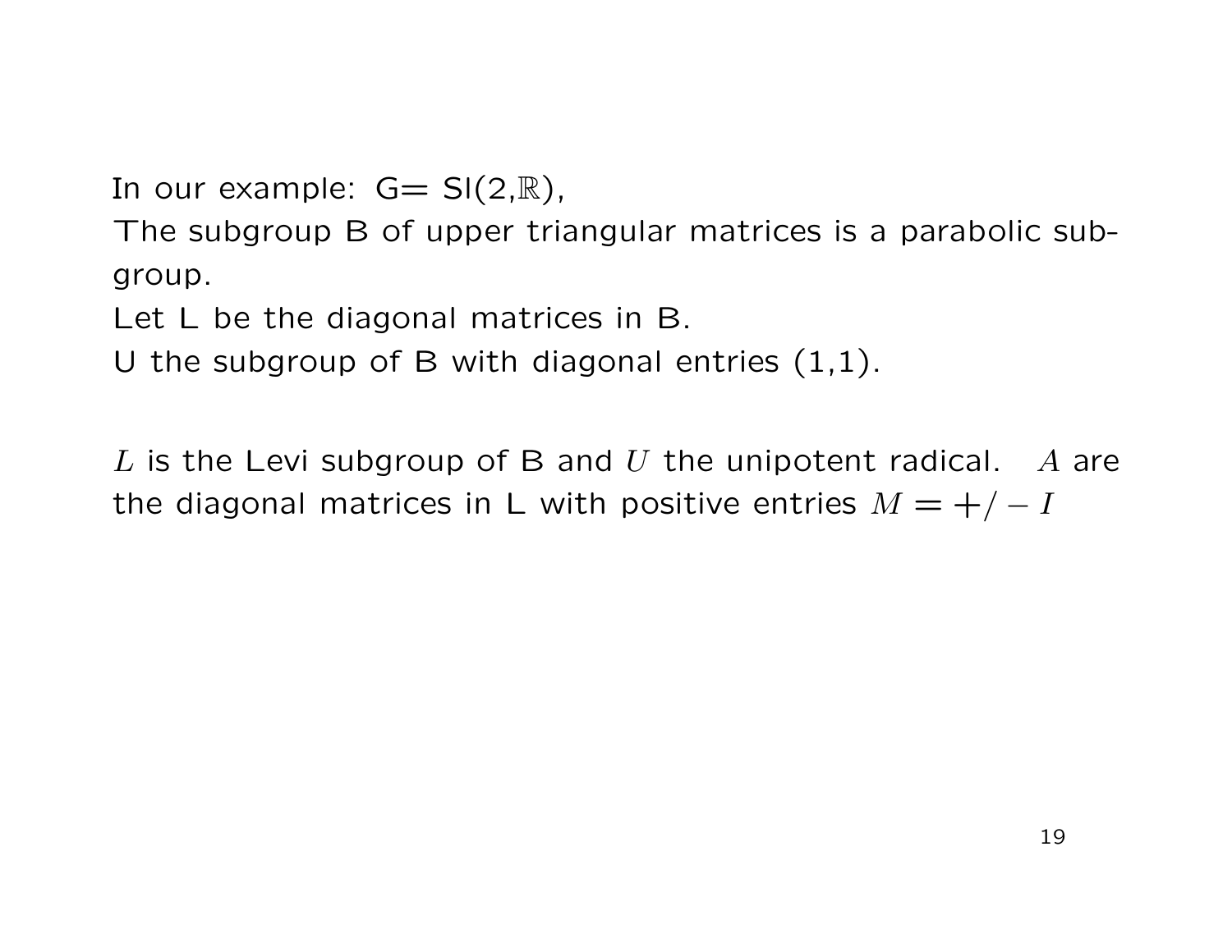In our example: G= Sl(2,$\mathbb{R}$),

The subgroup B of upper triangular matrices is a parabolic subgroup.

Let L be the diagonal matrices in B.

U the subgroup of B with diagonal entries (1,1).

$L$ is the Levi subgroup of B and $U$ the unipotent radical. $A$ are the diagonal matrices in L with positive entries $M = +/-I$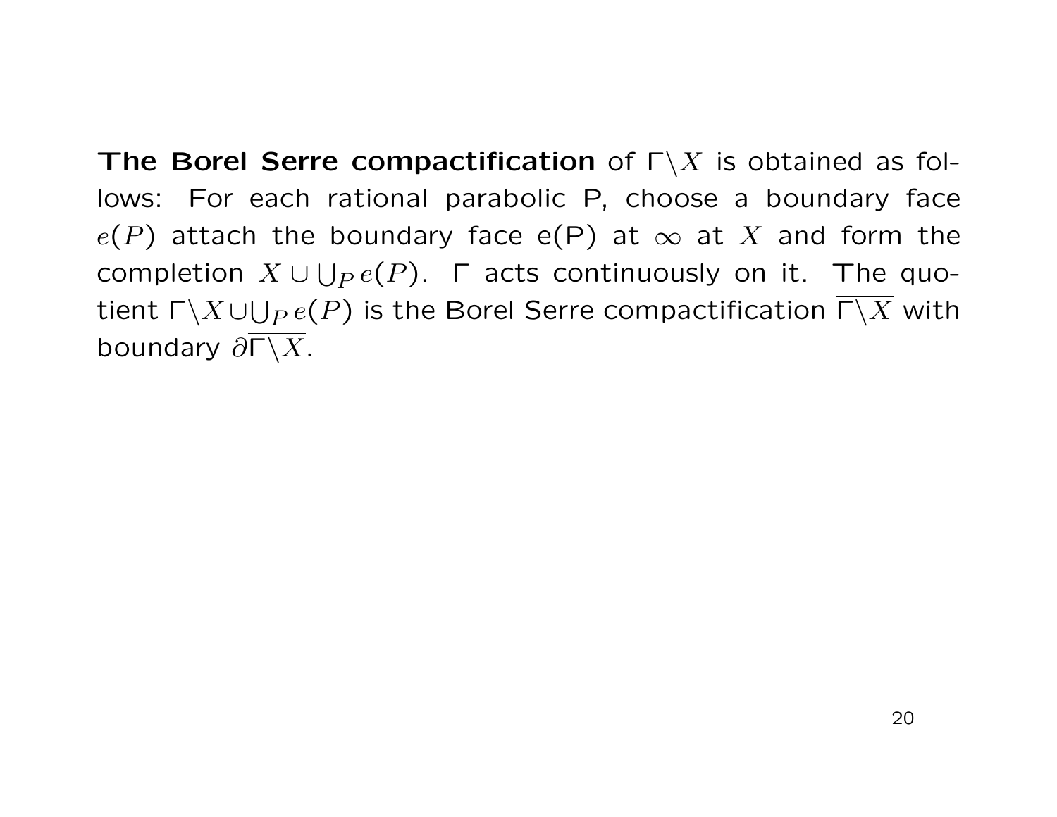**The Borel Serre compactification** of $\Gamma\backslash X$ is obtained as follows: For each rational parabolic P, choose a boundary face $e(P)$ attach the boundary face e(P) at $\infty$ at $X$ and form the completion $X \cup \bigcup_P e(P)$. $\Gamma$ acts continuously on it. The quotient $\Gamma\backslash X \cup \bigcup_P e(P)$ is the Borel Serre compactification $\overline{\Gamma\backslash X}$ with boundary $\partial\overline{\Gamma\backslash X}$.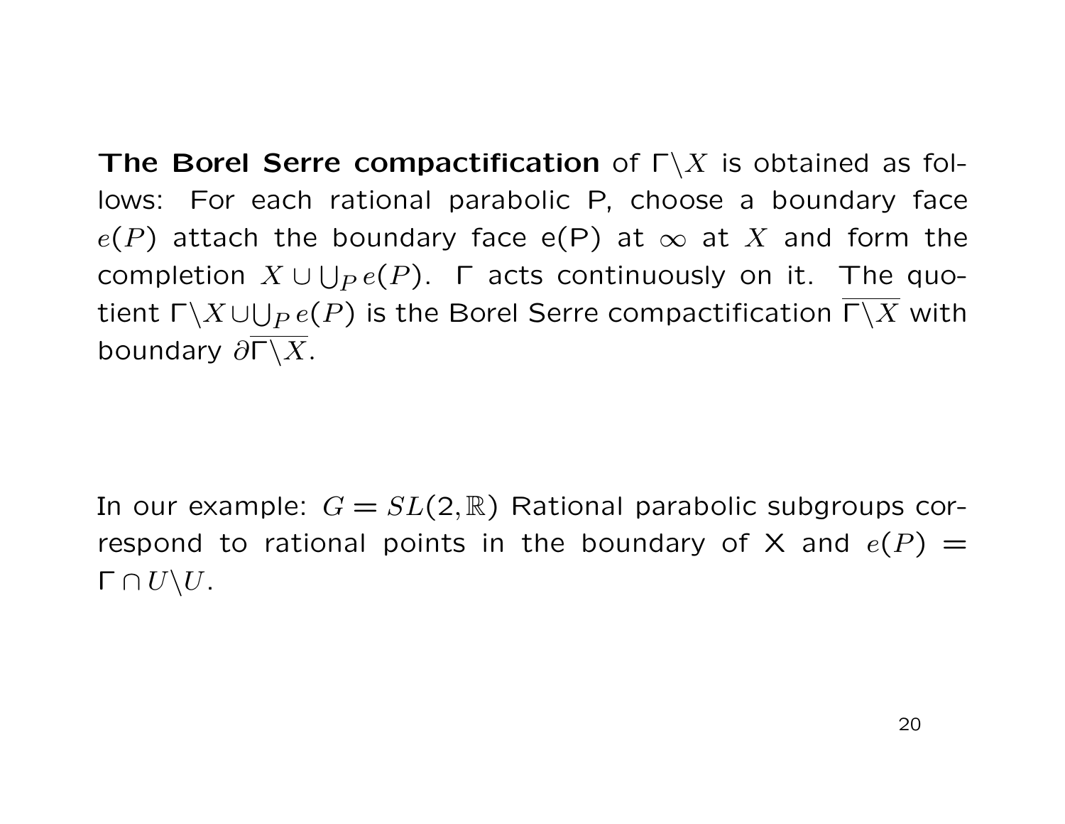**The Borel Serre compactification** of $\Gamma\backslash X$ is obtained as follows: For each rational parabolic P, choose a boundary face $e(P)$ attach the boundary face e(P) at $\infty$ at $X$ and form the completion $X \cup \bigcup_P e(P)$. $\Gamma$ acts continuously on it. The quotient $\Gamma\backslash X \cup \bigcup_P e(P)$ is the Borel Serre compactification $\overline{\Gamma\backslash X}$ with boundary $\partial\overline{\Gamma\backslash X}$.

In our example: $G = SL(2, \mathbb{R})$ Rational parabolic subgroups correspond to rational points in the boundary of X and $e(P) = \Gamma \cap U\backslash U$.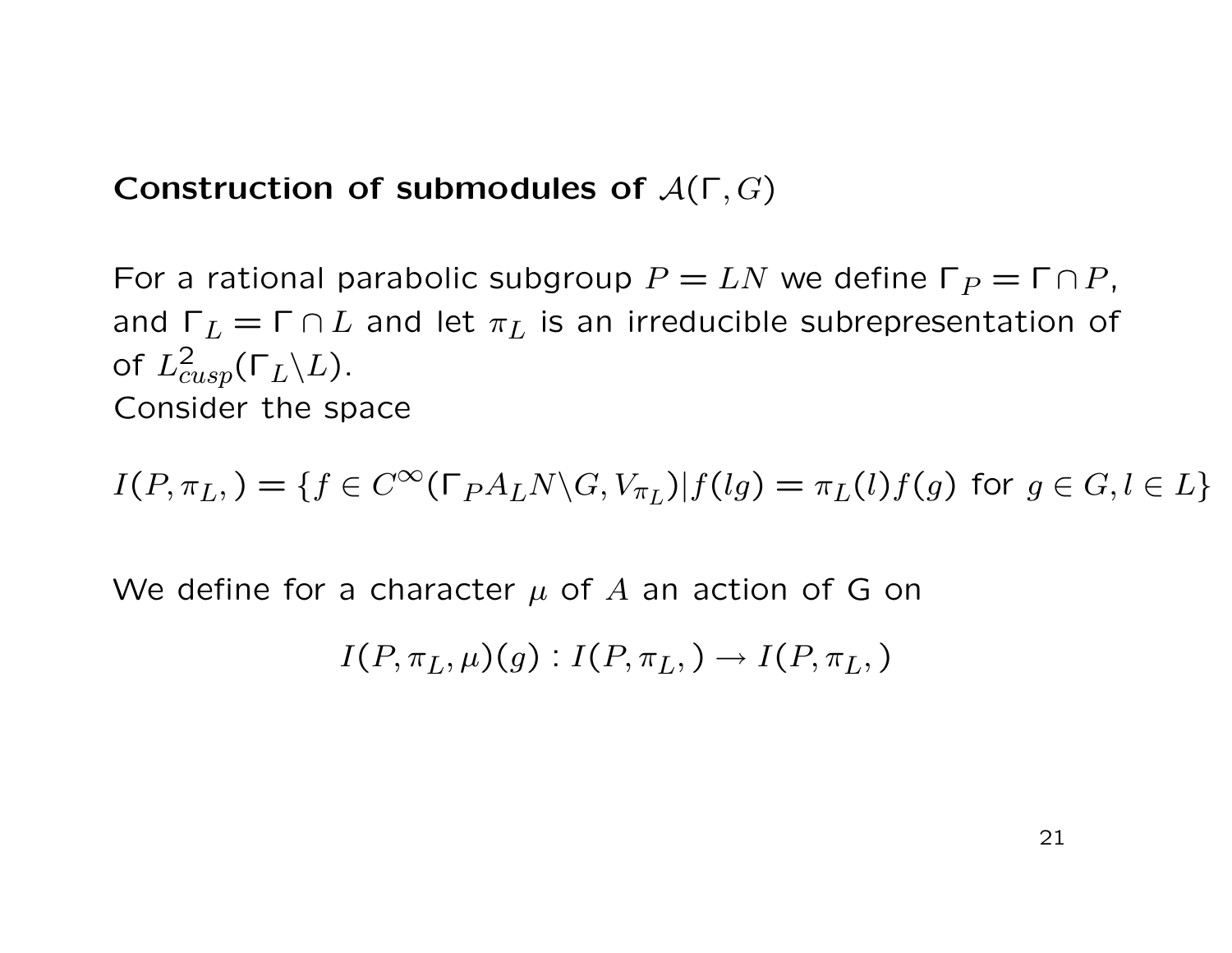**Construction of submodules of $\mathcal{A}(\Gamma, G)$**

For a rational parabolic subgroup $P = LN$ we define $\Gamma_P = \Gamma \cap P$, and $\Gamma_L = \Gamma \cap L$ and let $\pi_L$ is an irreducible subrepresentation of of $L^2_{cusp}(\Gamma_L \backslash L)$.
Consider the space

$$I(P, \pi_L, ) = \{f \in C^\infty(\Gamma_P A_L N \backslash G, V_{\pi_L}) | f(lg) = \pi_L(l) f(g) \text{ for } g \in G, l \in L\}$$

We define for a character $\mu$ of $A$ an action of G on

$$I(P, \pi_L, \mu)(g) : I(P, \pi_L, ) \to I(P, \pi_L, )$$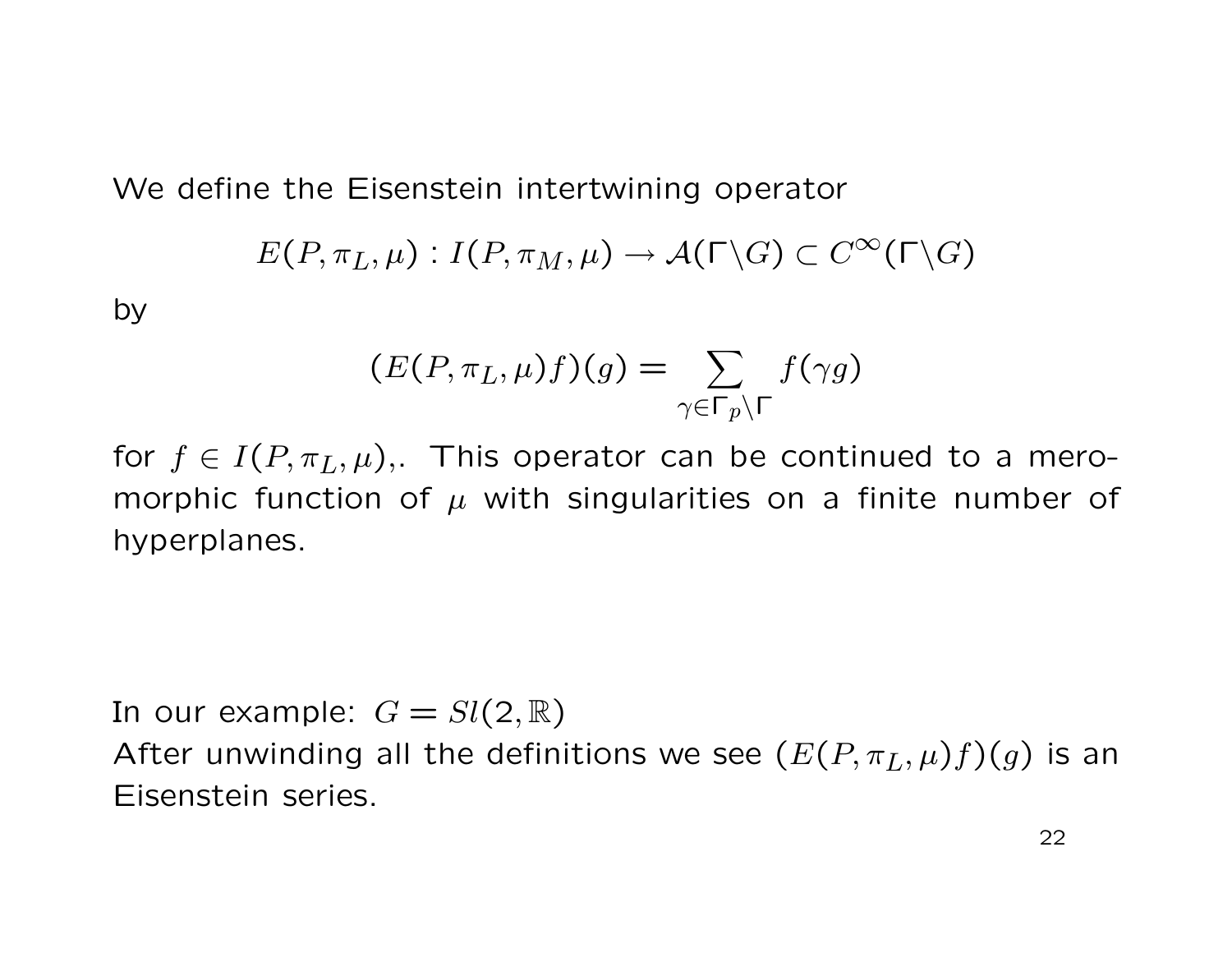We define the Eisenstein intertwining operator

$$E(P, \pi_L, \mu) : I(P, \pi_M, \mu) \rightarrow \mathcal{A}(\Gamma \backslash G) \subset C^{\infty}(\Gamma \backslash G)$$

by

$$(E(P, \pi_L, \mu) f)(g) = \sum_{\gamma \in \Gamma_p \backslash \Gamma} f(\gamma g)$$

for $f \in I(P, \pi_L, \mu)$,. This operator can be continued to a meromorphic function of $\mu$ with singularities on a finite number of hyperplanes.

In our example: $G = Sl(2, \mathbb{R})$
After unwinding all the definitions we see $(E(P, \pi_L, \mu) f)(g)$ is an Eisenstein series.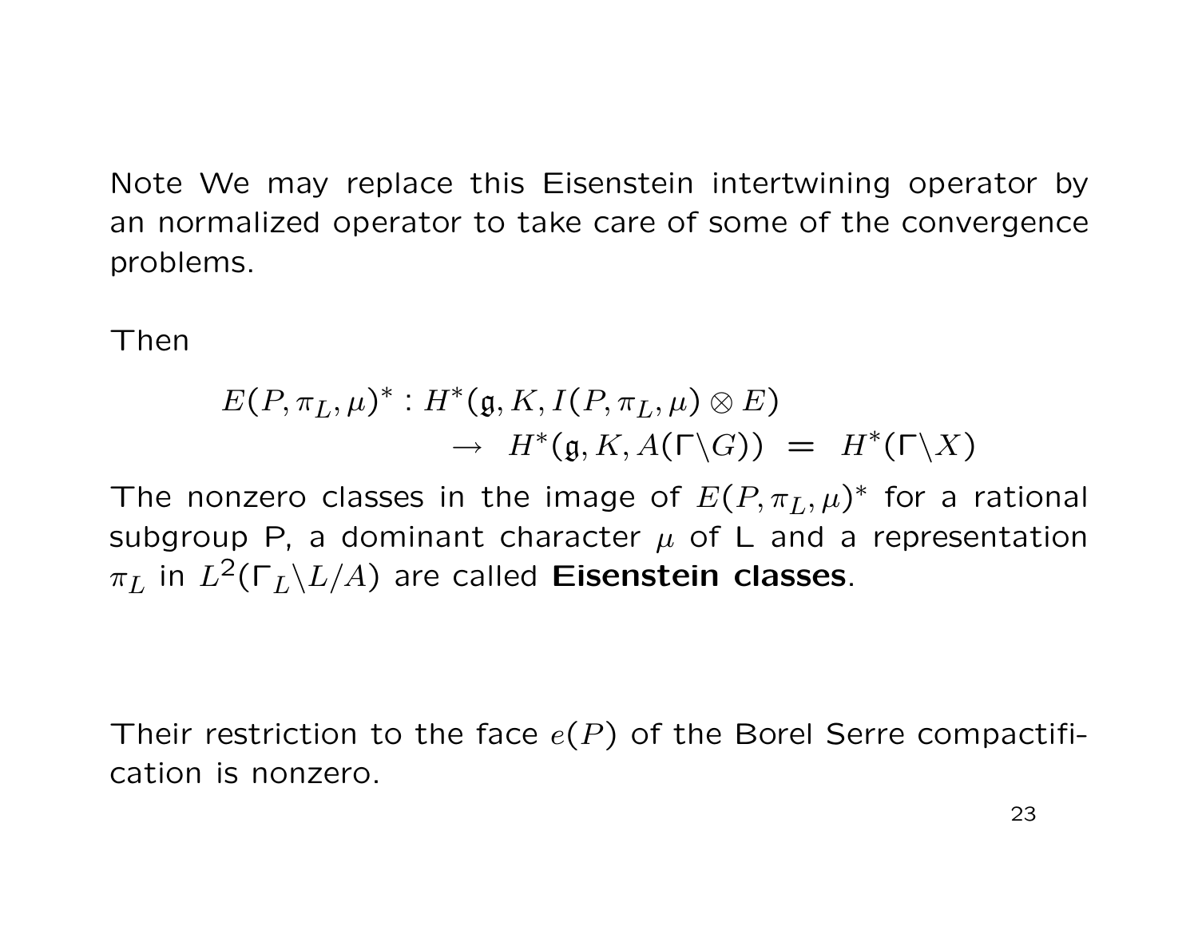Note We may replace this Eisenstein intertwining operator by an normalized operator to take care of some of the convergence problems.

Then

$$
\begin{aligned}
E(P, \pi_L, \mu)^* : H^*(\mathfrak{g}, K, I(P, \pi_L, \mu) \otimes E) \\
\to \; H^*(\mathfrak{g}, K, A(\Gamma\backslash G)) \; = \; H^*(\Gamma\backslash X)
\end{aligned}
$$

The nonzero classes in the image of $E(P, \pi_L, \mu)^*$ for a rational subgroup P, a dominant character $\mu$ of L and a representation $\pi_L$ in $L^2(\Gamma_L\backslash L/A)$ are called **Eisenstein classes**.

Their restriction to the face $e(P)$ of the Borel Serre compactification is nonzero.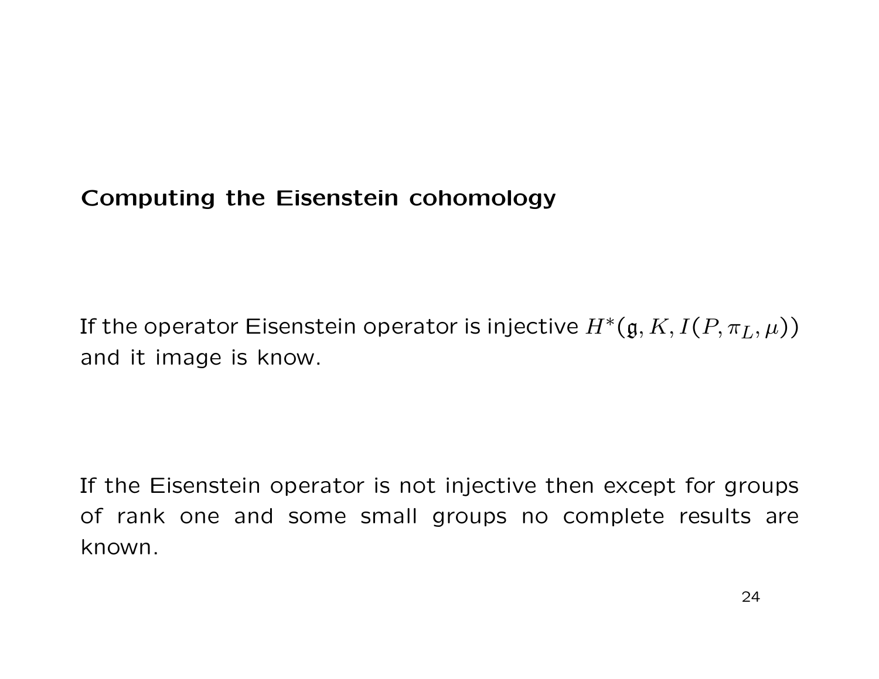## Computing the Eisenstein cohomology

If the operator Eisenstein operator is injective $H^*(\mathfrak{g}, K, I(P, \pi_L, \mu))$ and it image is know.

If the Eisenstein operator is not injective then except for groups of rank one and some small groups no complete results are known.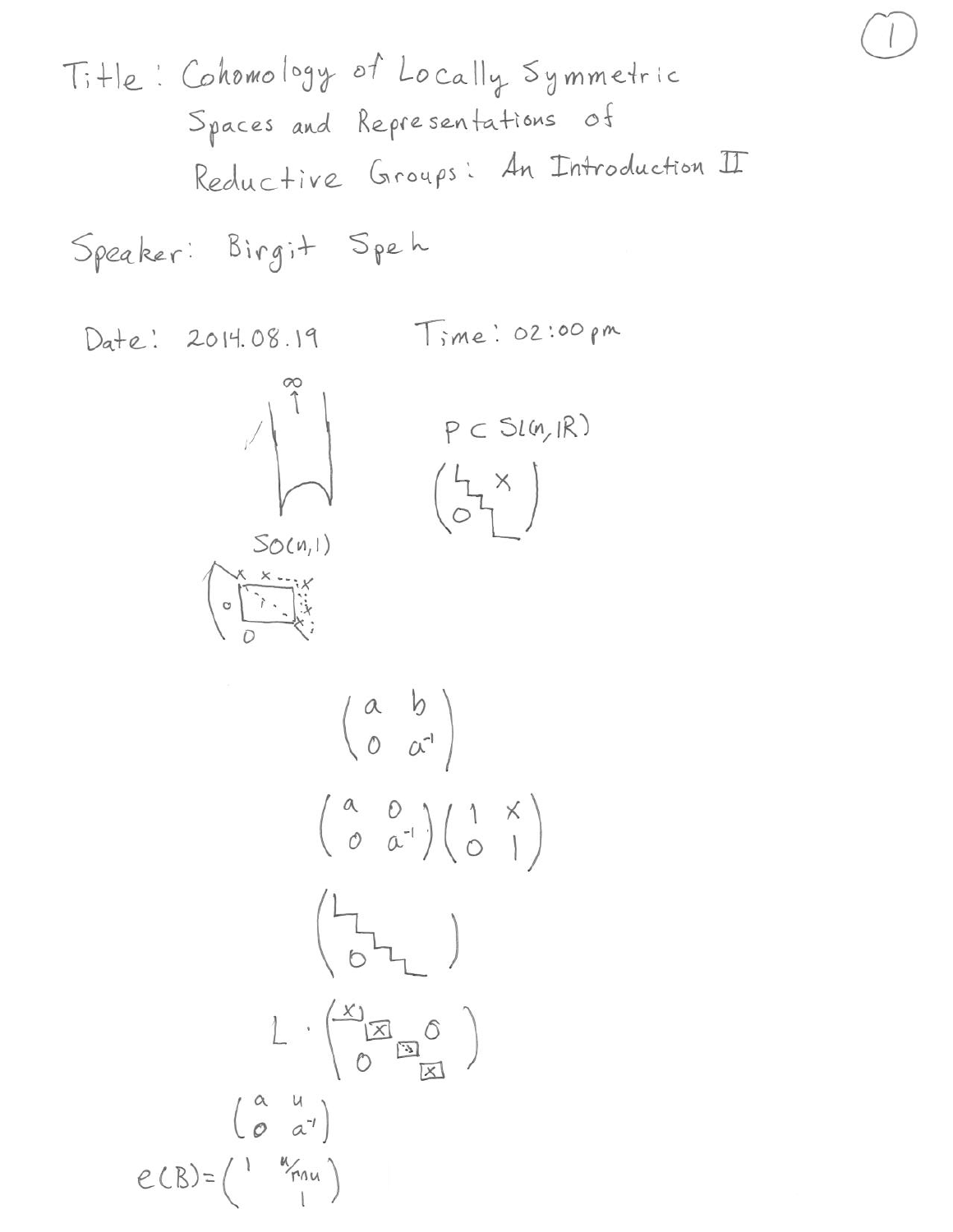Title: Cohomology of Locally Symmetric Spaces and Representations of Reductive Groups: An Introduction II

Speaker: Birgit Speh

Date: 2014.08.19 Time: 02:00 pm

$\infty$

$SO(n,1)$

$P \subset SL(n, \mathbb{R})$

$$\begin{pmatrix} a & b \\ 0 & a^{-1} \end{pmatrix}$$

$$\begin{pmatrix} a & 0 \\ 0 & a^{-1} \end{pmatrix} \begin{pmatrix} 1 & x \\ 0 & 1 \end{pmatrix}$$

$L$

$$\begin{pmatrix} a & u \\ 0 & a^{-1} \end{pmatrix}$$

$$e(B) = \begin{pmatrix} 1 & u/mu \\ & 1 \end{pmatrix}$$